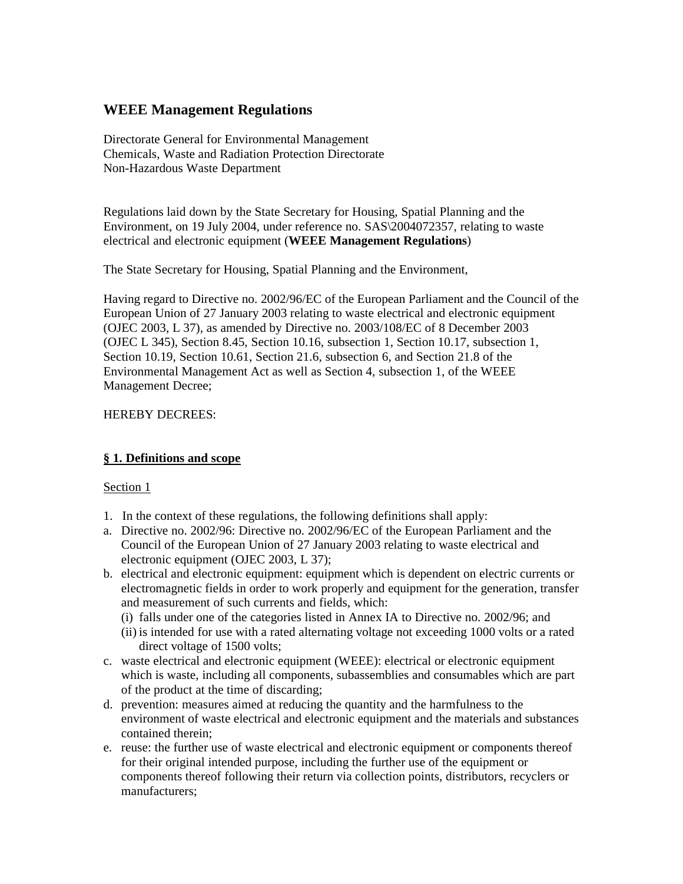# WEEE Management Regulations

Directorate General for Environmental Management
Chemicals, Waste and Radiation Protection Directorate
Non-Hazardous Waste Department

Regulations laid down by the State Secretary for Housing, Spatial Planning and the Environment, on 19 July 2004, under reference no. SAS\2004072357, relating to waste electrical and electronic equipment (**WEEE Management Regulations**)

The State Secretary for Housing, Spatial Planning and the Environment,

Having regard to Directive no. 2002/96/EC of the European Parliament and the Council of the European Union of 27 January 2003 relating to waste electrical and electronic equipment (OJEC 2003, L 37), as amended by Directive no. 2003/108/EC of 8 December 2003 (OJEC L 345), Section 8.45, Section 10.16, subsection 1, Section 10.17, subsection 1, Section 10.19, Section 10.61, Section 21.6, subsection 6, and Section 21.8 of the Environmental Management Act as well as Section 4, subsection 1, of the WEEE Management Decree;

HEREBY DECREES:

## **§ 1. Definitions and scope**

Section 1

1. In the context of these regulations, the following definitions shall apply:

a. Directive no. 2002/96: Directive no. 2002/96/EC of the European Parliament and the Council of the European Union of 27 January 2003 relating to waste electrical and electronic equipment (OJEC 2003, L 37);
b. electrical and electronic equipment: equipment which is dependent on electric currents or electromagnetic fields in order to work properly and equipment for the generation, transfer and measurement of such currents and fields, which:
   (i) falls under one of the categories listed in Annex IA to Directive no. 2002/96; and
   (ii) is intended for use with a rated alternating voltage not exceeding 1000 volts or a rated direct voltage of 1500 volts;
c. waste electrical and electronic equipment (WEEE): electrical or electronic equipment which is waste, including all components, subassemblies and consumables which are part of the product at the time of discarding;
d. prevention: measures aimed at reducing the quantity and the harmfulness to the environment of waste electrical and electronic equipment and the materials and substances contained therein;
e. reuse: the further use of waste electrical and electronic equipment or components thereof for their original intended purpose, including the further use of the equipment or components thereof following their return via collection points, distributors, recyclers or manufacturers;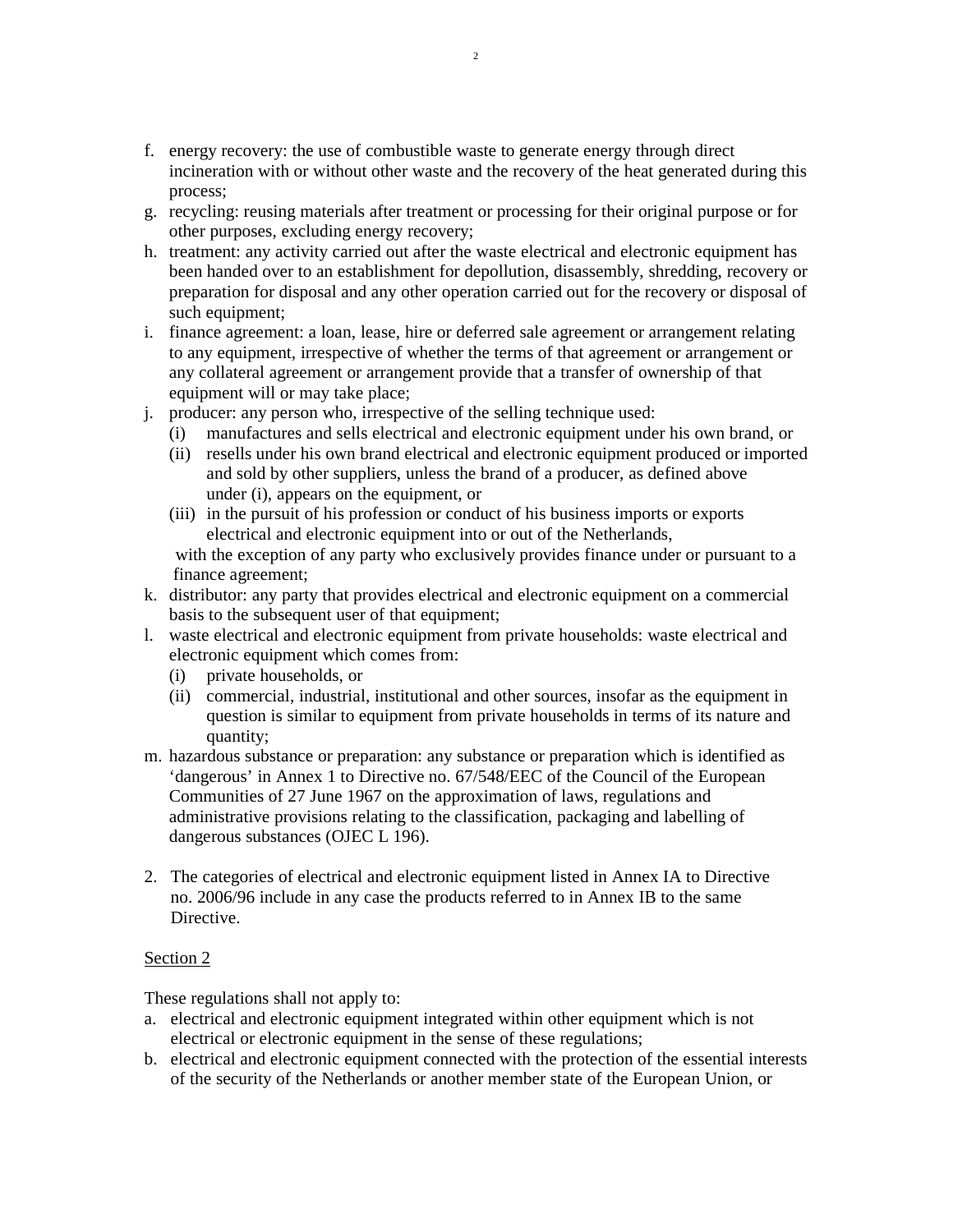f. energy recovery: the use of combustible waste to generate energy through direct incineration with or without other waste and the recovery of the heat generated during this process;
g. recycling: reusing materials after treatment or processing for their original purpose or for other purposes, excluding energy recovery;
h. treatment: any activity carried out after the waste electrical and electronic equipment has been handed over to an establishment for depollution, disassembly, shredding, recovery or preparation for disposal and any other operation carried out for the recovery or disposal of such equipment;
i. finance agreement: a loan, lease, hire or deferred sale agreement or arrangement relating to any equipment, irrespective of whether the terms of that agreement or arrangement or any collateral agreement or arrangement provide that a transfer of ownership of that equipment will or may take place;
j. producer: any person who, irrespective of the selling technique used:
   (i) manufactures and sells electrical and electronic equipment under his own brand, or
   (ii) resells under his own brand electrical and electronic equipment produced or imported and sold by other suppliers, unless the brand of a producer, as defined above under (i), appears on the equipment, or
   (iii) in the pursuit of his profession or conduct of his business imports or exports electrical and electronic equipment into or out of the Netherlands,

   with the exception of any party who exclusively provides finance under or pursuant to a finance agreement;
k. distributor: any party that provides electrical and electronic equipment on a commercial basis to the subsequent user of that equipment;
l. waste electrical and electronic equipment from private households: waste electrical and electronic equipment which comes from:
   (i) private households, or
   (ii) commercial, industrial, institutional and other sources, insofar as the equipment in question is similar to equipment from private households in terms of its nature and quantity;
m. hazardous substance or preparation: any substance or preparation which is identified as 'dangerous' in Annex 1 to Directive no. 67/548/EEC of the Council of the European Communities of 27 June 1967 on the approximation of laws, regulations and administrative provisions relating to the classification, packaging and labelling of dangerous substances (OJEC L 196).

2. The categories of electrical and electronic equipment listed in Annex IA to Directive no. 2006/96 include in any case the products referred to in Annex IB to the same Directive.

Section 2

These regulations shall not apply to:
a. electrical and electronic equipment integrated within other equipment which is not electrical or electronic equipment in the sense of these regulations;
b. electrical and electronic equipment connected with the protection of the essential interests of the security of the Netherlands or another member state of the European Union, or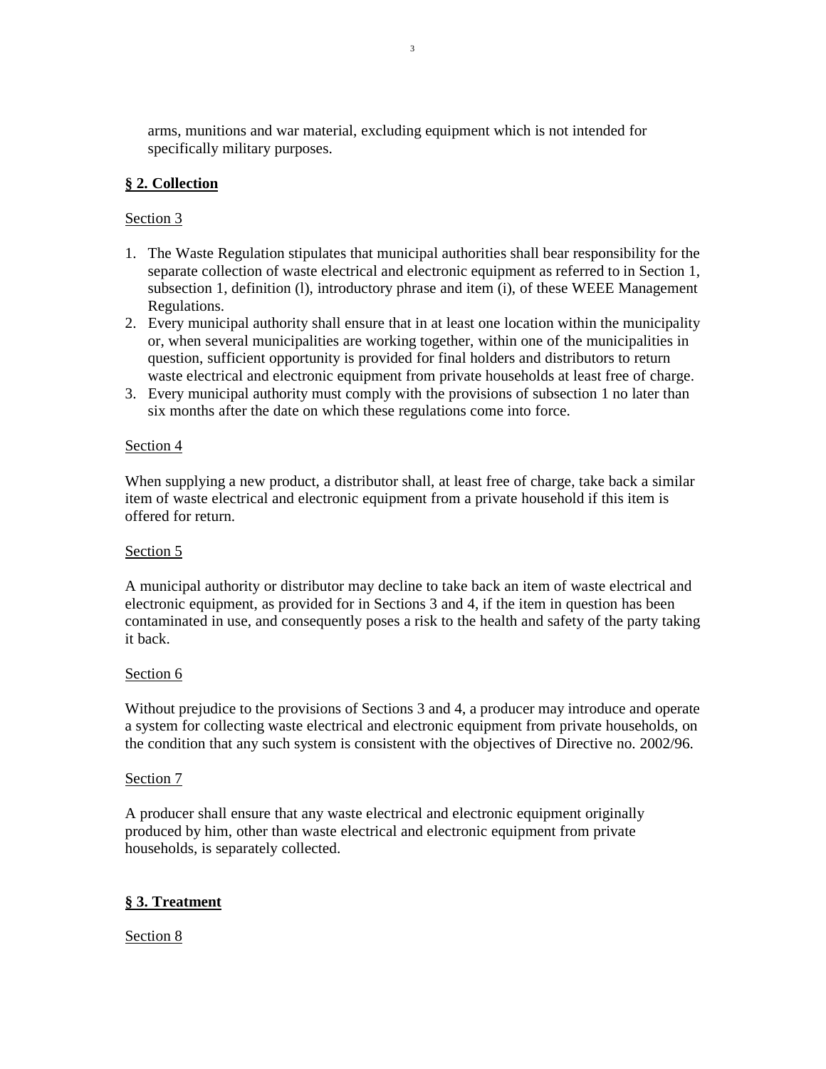arms, munitions and war material, excluding equipment which is not intended for specifically military purposes.

## § 2. Collection

Section 3

1. The Waste Regulation stipulates that municipal authorities shall bear responsibility for the separate collection of waste electrical and electronic equipment as referred to in Section 1, subsection 1, definition (l), introductory phrase and item (i), of these WEEE Management Regulations.
2. Every municipal authority shall ensure that in at least one location within the municipality or, when several municipalities are working together, within one of the municipalities in question, sufficient opportunity is provided for final holders and distributors to return waste electrical and electronic equipment from private households at least free of charge.
3. Every municipal authority must comply with the provisions of subsection 1 no later than six months after the date on which these regulations come into force.

Section 4

When supplying a new product, a distributor shall, at least free of charge, take back a similar item of waste electrical and electronic equipment from a private household if this item is offered for return.

Section 5

A municipal authority or distributor may decline to take back an item of waste electrical and electronic equipment, as provided for in Sections 3 and 4, if the item in question has been contaminated in use, and consequently poses a risk to the health and safety of the party taking it back.

Section 6

Without prejudice to the provisions of Sections 3 and 4, a producer may introduce and operate a system for collecting waste electrical and electronic equipment from private households, on the condition that any such system is consistent with the objectives of Directive no. 2002/96.

Section 7

A producer shall ensure that any waste electrical and electronic equipment originally produced by him, other than waste electrical and electronic equipment from private households, is separately collected.

## § 3. Treatment

Section 8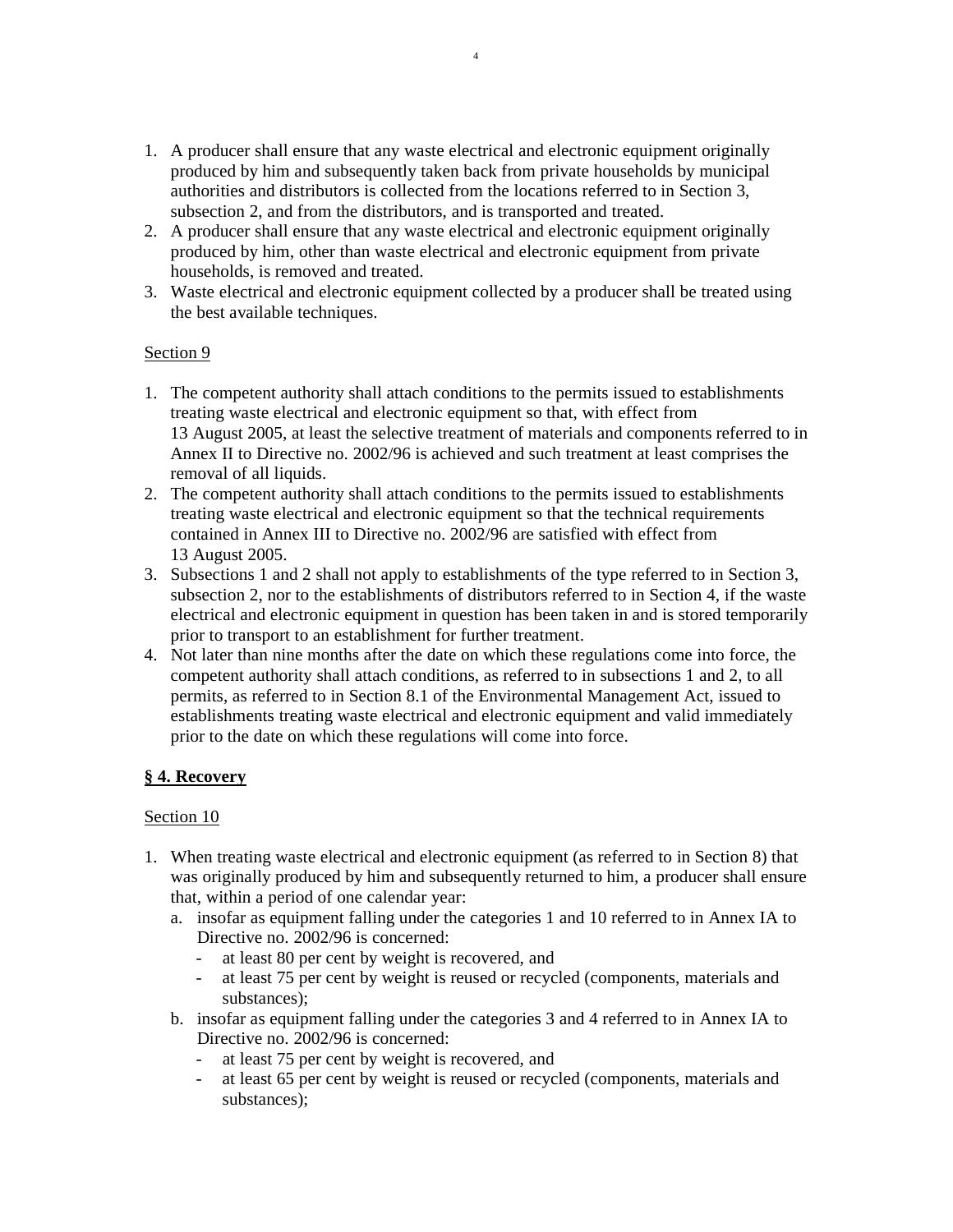1. A producer shall ensure that any waste electrical and electronic equipment originally produced by him and subsequently taken back from private households by municipal authorities and distributors is collected from the locations referred to in Section 3, subsection 2, and from the distributors, and is transported and treated.
2. A producer shall ensure that any waste electrical and electronic equipment originally produced by him, other than waste electrical and electronic equipment from private households, is removed and treated.
3. Waste electrical and electronic equipment collected by a producer shall be treated using the best available techniques.

Section 9

1. The competent authority shall attach conditions to the permits issued to establishments treating waste electrical and electronic equipment so that, with effect from 13 August 2005, at least the selective treatment of materials and components referred to in Annex II to Directive no. 2002/96 is achieved and such treatment at least comprises the removal of all liquids.
2. The competent authority shall attach conditions to the permits issued to establishments treating waste electrical and electronic equipment so that the technical requirements contained in Annex III to Directive no. 2002/96 are satisfied with effect from 13 August 2005.
3. Subsections 1 and 2 shall not apply to establishments of the type referred to in Section 3, subsection 2, nor to the establishments of distributors referred to in Section 4, if the waste electrical and electronic equipment in question has been taken in and is stored temporarily prior to transport to an establishment for further treatment.
4. Not later than nine months after the date on which these regulations come into force, the competent authority shall attach conditions, as referred to in subsections 1 and 2, to all permits, as referred to in Section 8.1 of the Environmental Management Act, issued to establishments treating waste electrical and electronic equipment and valid immediately prior to the date on which these regulations will come into force.

## § 4. Recovery

Section 10

1. When treating waste electrical and electronic equipment (as referred to in Section 8) that was originally produced by him and subsequently returned to him, a producer shall ensure that, within a period of one calendar year:
   a. insofar as equipment falling under the categories 1 and 10 referred to in Annex IA to Directive no. 2002/96 is concerned:
      - at least 80 per cent by weight is recovered, and
      - at least 75 per cent by weight is reused or recycled (components, materials and substances);
   b. insofar as equipment falling under the categories 3 and 4 referred to in Annex IA to Directive no. 2002/96 is concerned:
      - at least 75 per cent by weight is recovered, and
      - at least 65 per cent by weight is reused or recycled (components, materials and substances);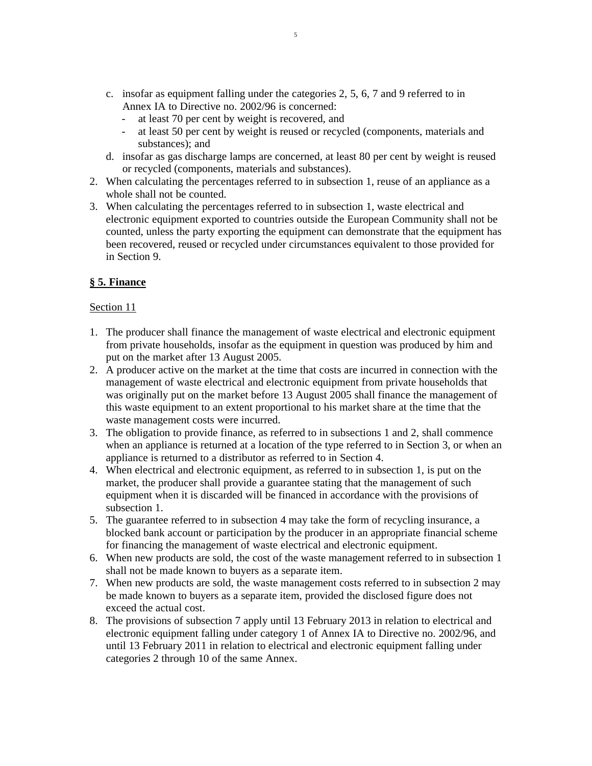c. insofar as equipment falling under the categories 2, 5, 6, 7 and 9 referred to in Annex IA to Directive no. 2002/96 is concerned:
   - at least 70 per cent by weight is recovered, and
   - at least 50 per cent by weight is reused or recycled (components, materials and substances); and

d. insofar as gas discharge lamps are concerned, at least 80 per cent by weight is reused or recycled (components, materials and substances).

2. When calculating the percentages referred to in subsection 1, reuse of an appliance as a whole shall not be counted.
3. When calculating the percentages referred to in subsection 1, waste electrical and electronic equipment exported to countries outside the European Community shall not be counted, unless the party exporting the equipment can demonstrate that the equipment has been recovered, reused or recycled under circumstances equivalent to those provided for in Section 9.

## § 5. Finance

Section 11

1. The producer shall finance the management of waste electrical and electronic equipment from private households, insofar as the equipment in question was produced by him and put on the market after 13 August 2005.
2. A producer active on the market at the time that costs are incurred in connection with the management of waste electrical and electronic equipment from private households that was originally put on the market before 13 August 2005 shall finance the management of this waste equipment to an extent proportional to his market share at the time that the waste management costs were incurred.
3. The obligation to provide finance, as referred to in subsections 1 and 2, shall commence when an appliance is returned at a location of the type referred to in Section 3, or when an appliance is returned to a distributor as referred to in Section 4.
4. When electrical and electronic equipment, as referred to in subsection 1, is put on the market, the producer shall provide a guarantee stating that the management of such equipment when it is discarded will be financed in accordance with the provisions of subsection 1.
5. The guarantee referred to in subsection 4 may take the form of recycling insurance, a blocked bank account or participation by the producer in an appropriate financial scheme for financing the management of waste electrical and electronic equipment.
6. When new products are sold, the cost of the waste management referred to in subsection 1 shall not be made known to buyers as a separate item.
7. When new products are sold, the waste management costs referred to in subsection 2 may be made known to buyers as a separate item, provided the disclosed figure does not exceed the actual cost.
8. The provisions of subsection 7 apply until 13 February 2013 in relation to electrical and electronic equipment falling under category 1 of Annex IA to Directive no. 2002/96, and until 13 February 2011 in relation to electrical and electronic equipment falling under categories 2 through 10 of the same Annex.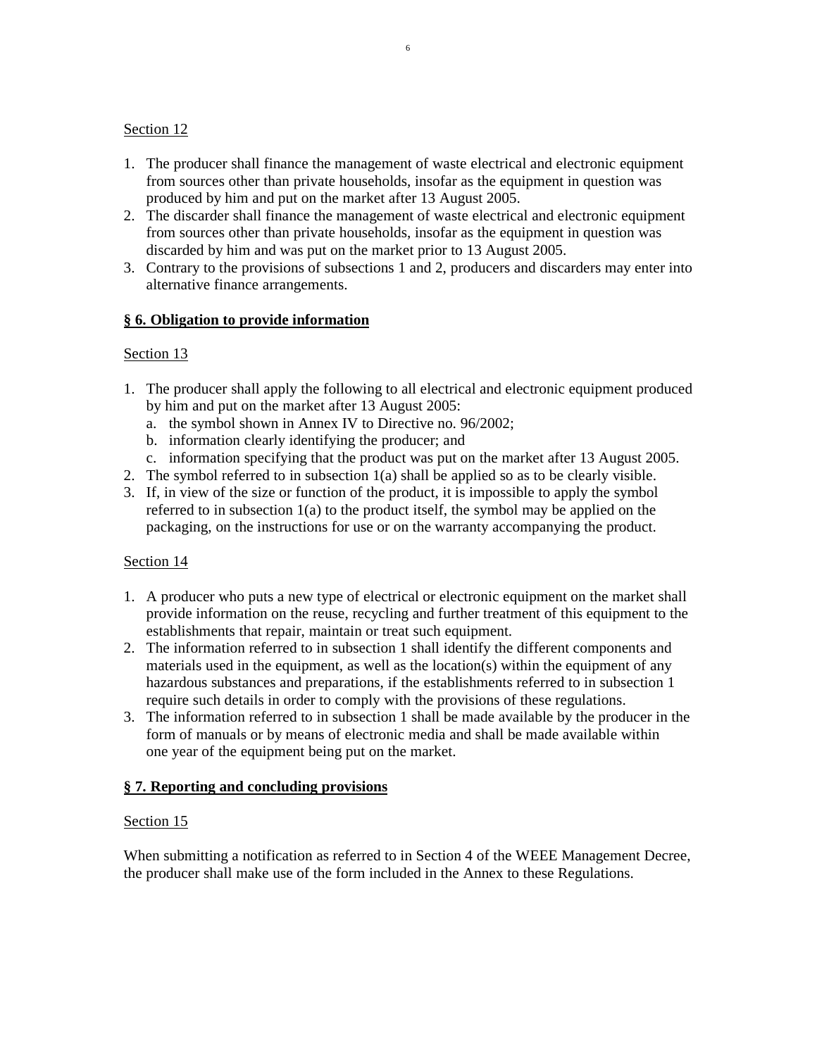Section 12

1. The producer shall finance the management of waste electrical and electronic equipment from sources other than private households, insofar as the equipment in question was produced by him and put on the market after 13 August 2005.
2. The discarder shall finance the management of waste electrical and electronic equipment from sources other than private households, insofar as the equipment in question was discarded by him and was put on the market prior to 13 August 2005.
3. Contrary to the provisions of subsections 1 and 2, producers and discarders may enter into alternative finance arrangements.

## § 6. Obligation to provide information

Section 13

1. The producer shall apply the following to all electrical and electronic equipment produced by him and put on the market after 13 August 2005:
   a. the symbol shown in Annex IV to Directive no. 96/2002;
   b. information clearly identifying the producer; and
   c. information specifying that the product was put on the market after 13 August 2005.
2. The symbol referred to in subsection 1(a) shall be applied so as to be clearly visible.
3. If, in view of the size or function of the product, it is impossible to apply the symbol referred to in subsection 1(a) to the product itself, the symbol may be applied on the packaging, on the instructions for use or on the warranty accompanying the product.

Section 14

1. A producer who puts a new type of electrical or electronic equipment on the market shall provide information on the reuse, recycling and further treatment of this equipment to the establishments that repair, maintain or treat such equipment.
2. The information referred to in subsection 1 shall identify the different components and materials used in the equipment, as well as the location(s) within the equipment of any hazardous substances and preparations, if the establishments referred to in subsection 1 require such details in order to comply with the provisions of these regulations.
3. The information referred to in subsection 1 shall be made available by the producer in the form of manuals or by means of electronic media and shall be made available within one year of the equipment being put on the market.

## § 7. Reporting and concluding provisions

Section 15

When submitting a notification as referred to in Section 4 of the WEEE Management Decree, the producer shall make use of the form included in the Annex to these Regulations.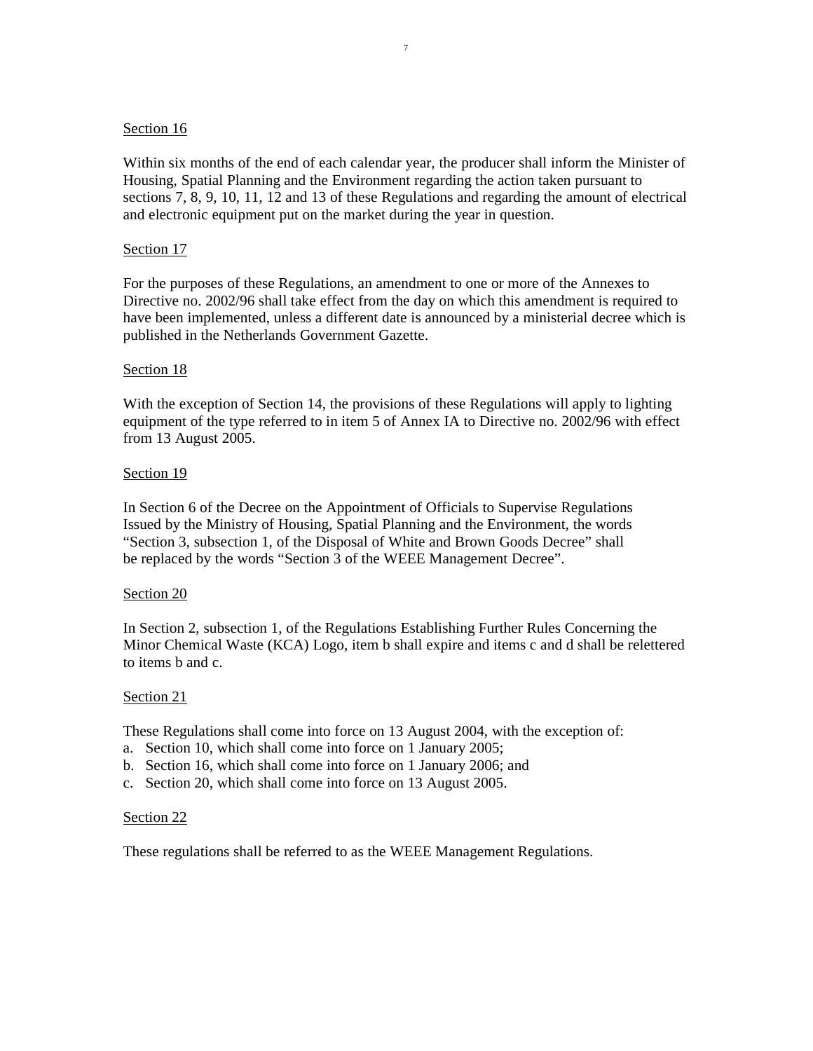Section 16

Within six months of the end of each calendar year, the producer shall inform the Minister of Housing, Spatial Planning and the Environment regarding the action taken pursuant to sections 7, 8, 9, 10, 11, 12 and 13 of these Regulations and regarding the amount of electrical and electronic equipment put on the market during the year in question.

Section 17

For the purposes of these Regulations, an amendment to one or more of the Annexes to Directive no. 2002/96 shall take effect from the day on which this amendment is required to have been implemented, unless a different date is announced by a ministerial decree which is published in the Netherlands Government Gazette.

Section 18

With the exception of Section 14, the provisions of these Regulations will apply to lighting equipment of the type referred to in item 5 of Annex IA to Directive no. 2002/96 with effect from 13 August 2005.

Section 19

In Section 6 of the Decree on the Appointment of Officials to Supervise Regulations Issued by the Ministry of Housing, Spatial Planning and the Environment, the words "Section 3, subsection 1, of the Disposal of White and Brown Goods Decree" shall be replaced by the words "Section 3 of the WEEE Management Decree".

Section 20

In Section 2, subsection 1, of the Regulations Establishing Further Rules Concerning the Minor Chemical Waste (KCA) Logo, item b shall expire and items c and d shall be relettered to items b and c.

Section 21

These Regulations shall come into force on 13 August 2004, with the exception of:

a. Section 10, which shall come into force on 1 January 2005;
b. Section 16, which shall come into force on 1 January 2006; and
c. Section 20, which shall come into force on 13 August 2005.

Section 22

These regulations shall be referred to as the WEEE Management Regulations.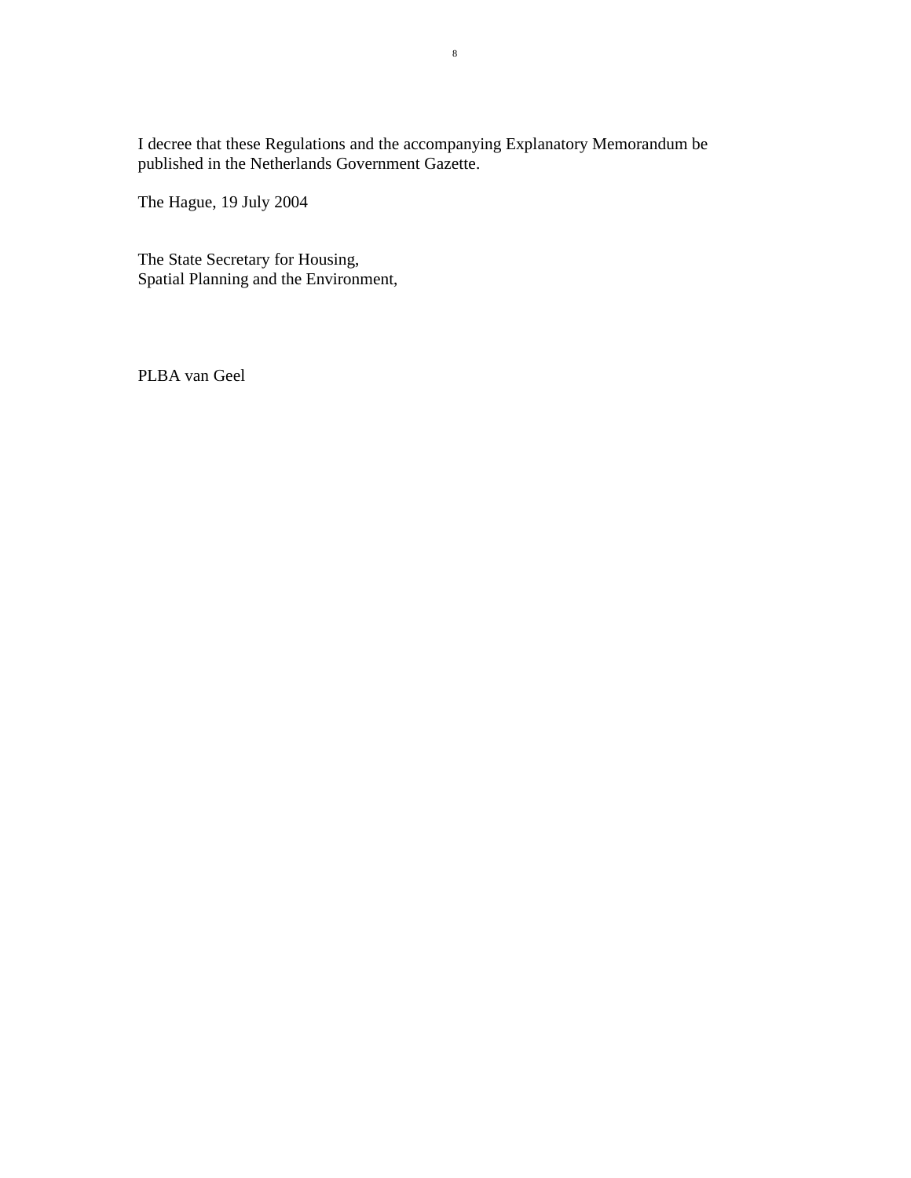I decree that these Regulations and the accompanying Explanatory Memorandum be published in the Netherlands Government Gazette.

The Hague, 19 July 2004

The State Secretary for Housing,
Spatial Planning and the Environment,

PLBA van Geel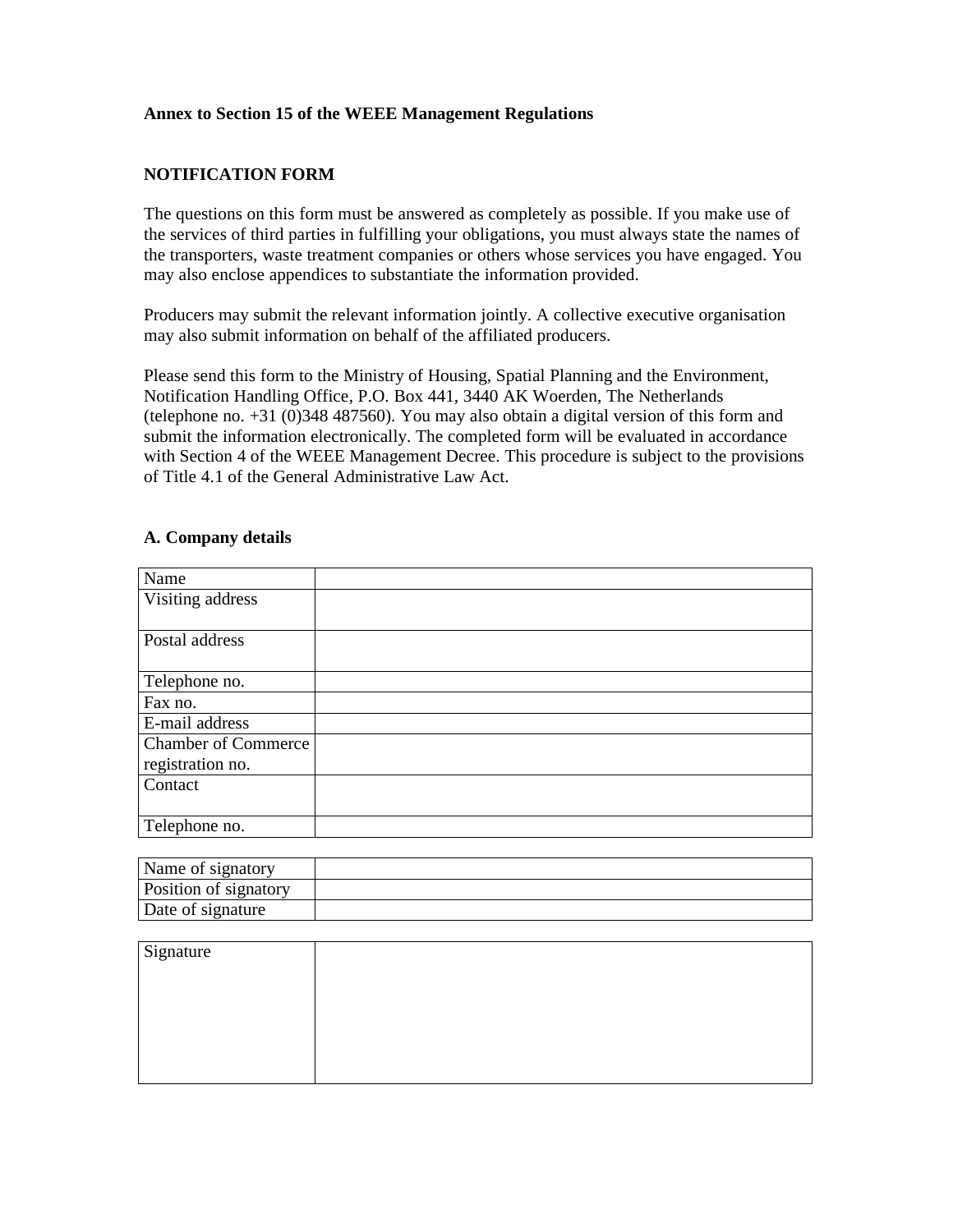**Annex to Section 15 of the WEEE Management Regulations**

## NOTIFICATION FORM

The questions on this form must be answered as completely as possible. If you make use of the services of third parties in fulfilling your obligations, you must always state the names of the transporters, waste treatment companies or others whose services you have engaged. You may also enclose appendices to substantiate the information provided.

Producers may submit the relevant information jointly. A collective executive organisation may also submit information on behalf of the affiliated producers.

Please send this form to the Ministry of Housing, Spatial Planning and the Environment, Notification Handling Office, P.O. Box 441, 3440 AK Woerden, The Netherlands (telephone no. +31 (0)348 487560). You may also obtain a digital version of this form and submit the information electronically. The completed form will be evaluated in accordance with Section 4 of the WEEE Management Decree. This procedure is subject to the provisions of Title 4.1 of the General Administrative Law Act.

### A. Company details

| | |
|---|---|
| Name | |
| Visiting address | |
| Postal address | |
| Telephone no. | |
| Fax no. | |
| E-mail address | |
| Chamber of Commerce registration no. | |
| Contact | |
| Telephone no. | |

| | |
|---|---|
| Name of signatory | |
| Position of signatory | |
| Date of signature | |

| | |
|---|---|
| Signature | |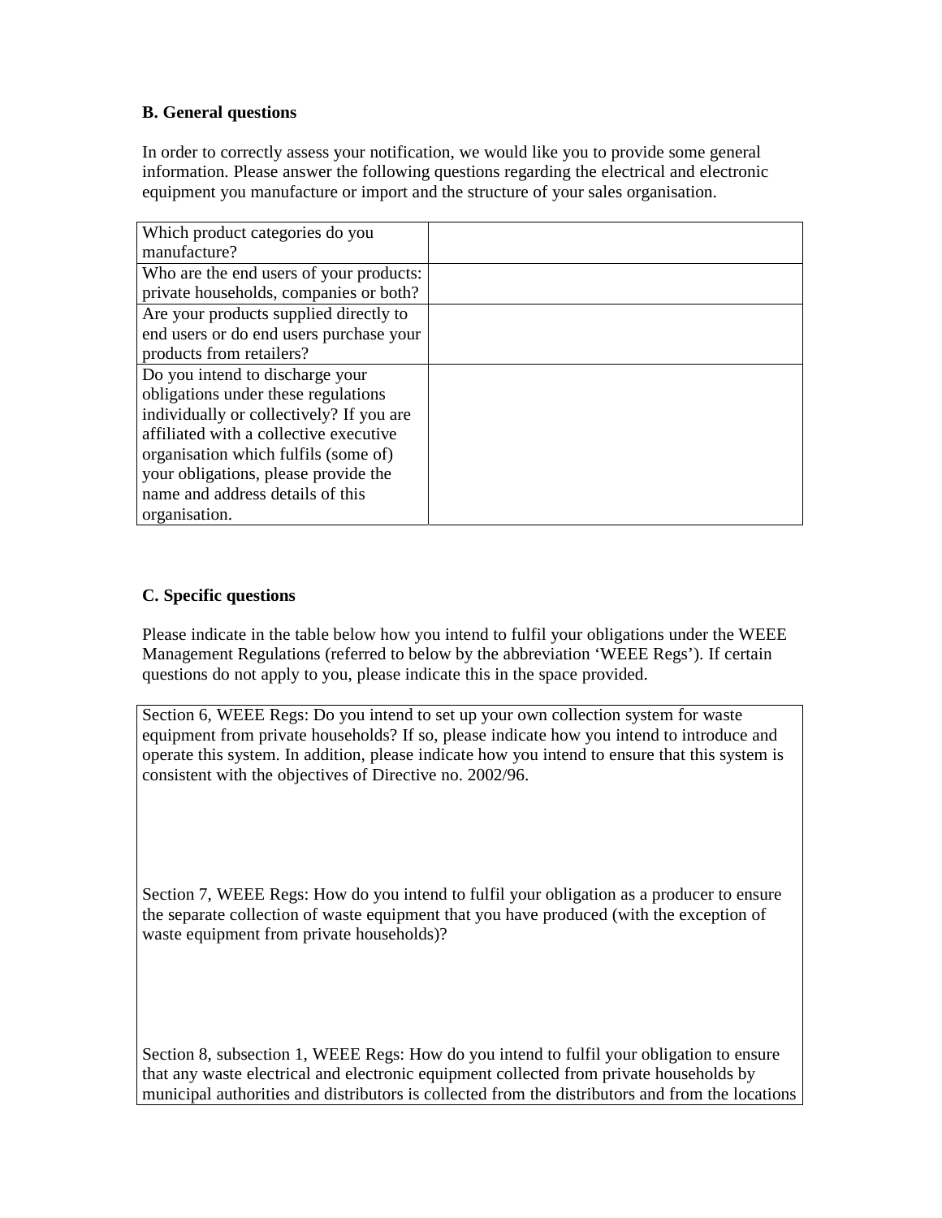**B. General questions**

In order to correctly assess your notification, we would like you to provide some general information. Please answer the following questions regarding the electrical and electronic equipment you manufacture or import and the structure of your sales organisation.

| | |
|---|---|
| Which product categories do you manufacture? | |
| Who are the end users of your products: private households, companies or both? | |
| Are your products supplied directly to end users or do end users purchase your products from retailers? | |
| Do you intend to discharge your obligations under these regulations individually or collectively? If you are affiliated with a collective executive organisation which fulfils (some of) your obligations, please provide the name and address details of this organisation. | |

**C. Specific questions**

Please indicate in the table below how you intend to fulfil your obligations under the WEEE Management Regulations (referred to below by the abbreviation 'WEEE Regs'). If certain questions do not apply to you, please indicate this in the space provided.

| |
|---|
| Section 6, WEEE Regs: Do you intend to set up your own collection system for waste equipment from private households? If so, please indicate how you intend to introduce and operate this system. In addition, please indicate how you intend to ensure that this system is consistent with the objectives of Directive no. 2002/96. |
| Section 7, WEEE Regs: How do you intend to fulfil your obligation as a producer to ensure the separate collection of waste equipment that you have produced (with the exception of waste equipment from private households)? |
| Section 8, subsection 1, WEEE Regs: How do you intend to fulfil your obligation to ensure that any waste electrical and electronic equipment collected from private households by municipal authorities and distributors is collected from the distributors and from the locations |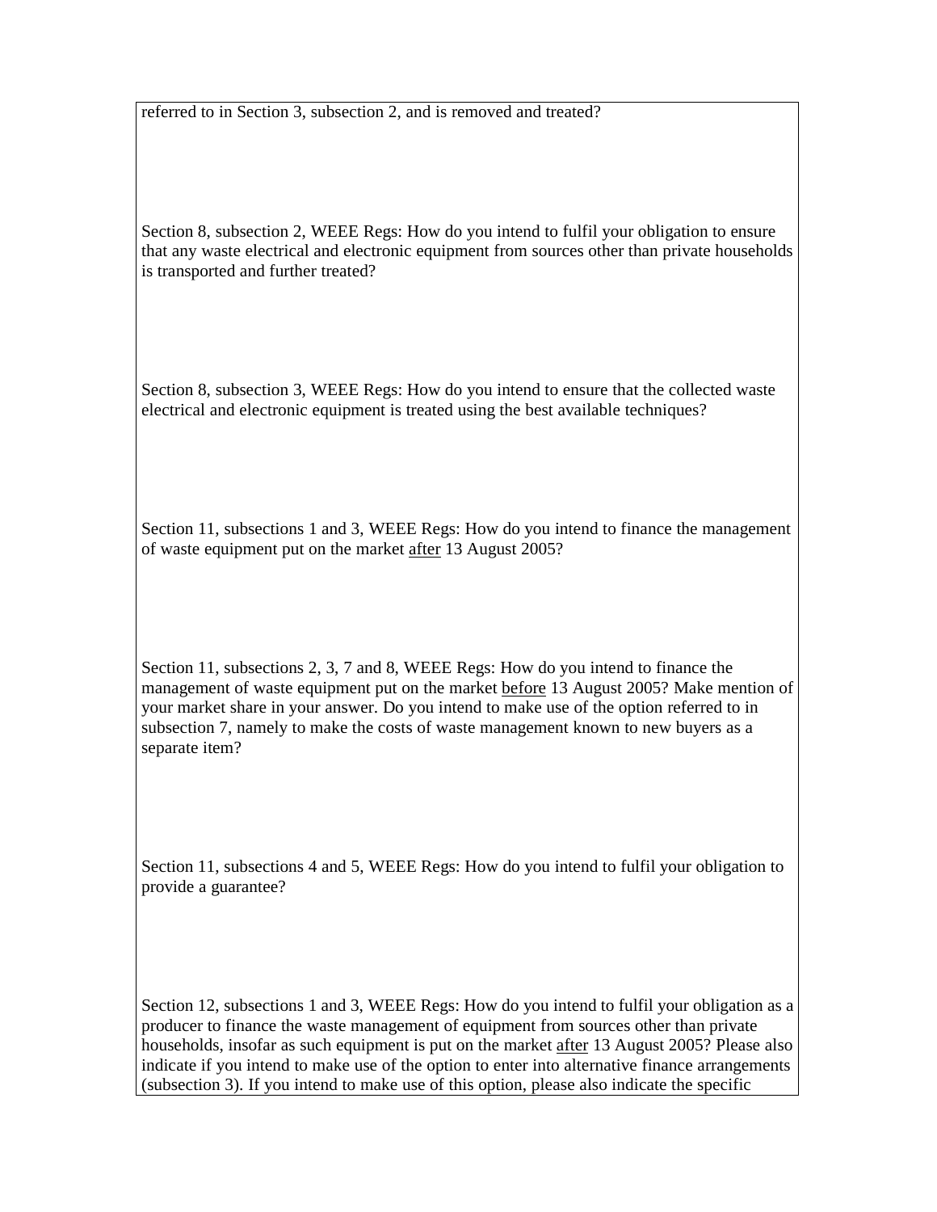referred to in Section 3, subsection 2, and is removed and treated?

Section 8, subsection 2, WEEE Regs: How do you intend to fulfil your obligation to ensure that any waste electrical and electronic equipment from sources other than private households is transported and further treated?

Section 8, subsection 3, WEEE Regs: How do you intend to ensure that the collected waste electrical and electronic equipment is treated using the best available techniques?

Section 11, subsections 1 and 3, WEEE Regs: How do you intend to finance the management of waste equipment put on the market <u>after</u> 13 August 2005?

Section 11, subsections 2, 3, 7 and 8, WEEE Regs: How do you intend to finance the management of waste equipment put on the market <u>before</u> 13 August 2005? Make mention of your market share in your answer. Do you intend to make use of the option referred to in subsection 7, namely to make the costs of waste management known to new buyers as a separate item?

Section 11, subsections 4 and 5, WEEE Regs: How do you intend to fulfil your obligation to provide a guarantee?

Section 12, subsections 1 and 3, WEEE Regs: How do you intend to fulfil your obligation as a producer to finance the waste management of equipment from sources other than private households, insofar as such equipment is put on the market <u>after</u> 13 August 2005? Please also indicate if you intend to make use of the option to enter into alternative finance arrangements (subsection 3). If you intend to make use of this option, please also indicate the specific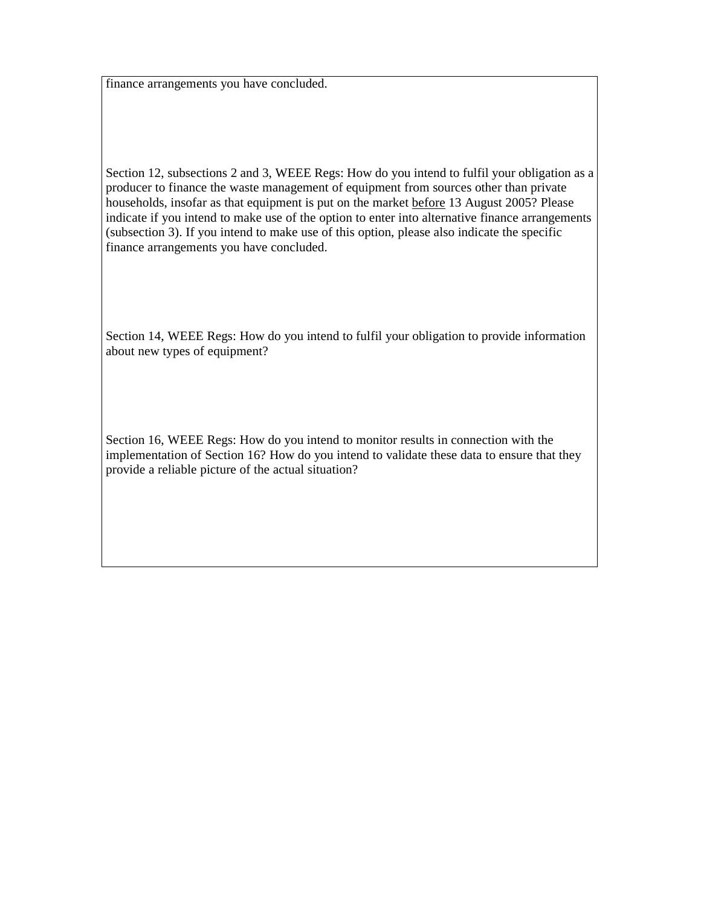finance arrangements you have concluded.

Section 12, subsections 2 and 3, WEEE Regs: How do you intend to fulfil your obligation as a producer to finance the waste management of equipment from sources other than private households, insofar as that equipment is put on the market <u>before</u> 13 August 2005? Please indicate if you intend to make use of the option to enter into alternative finance arrangements (subsection 3). If you intend to make use of this option, please also indicate the specific finance arrangements you have concluded.

Section 14, WEEE Regs: How do you intend to fulfil your obligation to provide information about new types of equipment?

Section 16, WEEE Regs: How do you intend to monitor results in connection with the implementation of Section 16? How do you intend to validate these data to ensure that they provide a reliable picture of the actual situation?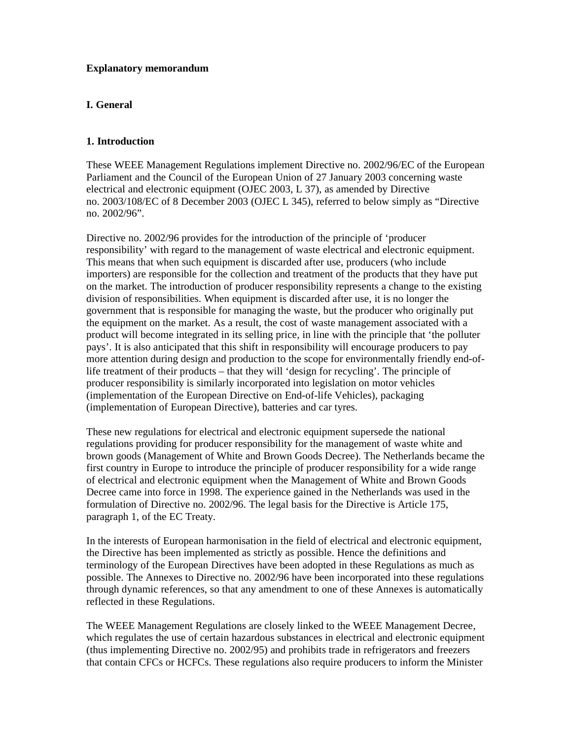**Explanatory memorandum**

**I. General**

**1. Introduction**

These WEEE Management Regulations implement Directive no. 2002/96/EC of the European Parliament and the Council of the European Union of 27 January 2003 concerning waste electrical and electronic equipment (OJEC 2003, L 37), as amended by Directive no. 2003/108/EC of 8 December 2003 (OJEC L 345), referred to below simply as "Directive no. 2002/96".

Directive no. 2002/96 provides for the introduction of the principle of 'producer responsibility' with regard to the management of waste electrical and electronic equipment. This means that when such equipment is discarded after use, producers (who include importers) are responsible for the collection and treatment of the products that they have put on the market. The introduction of producer responsibility represents a change to the existing division of responsibilities. When equipment is discarded after use, it is no longer the government that is responsible for managing the waste, but the producer who originally put the equipment on the market. As a result, the cost of waste management associated with a product will become integrated in its selling price, in line with the principle that 'the polluter pays'. It is also anticipated that this shift in responsibility will encourage producers to pay more attention during design and production to the scope for environmentally friendly end-of-life treatment of their products – that they will 'design for recycling'. The principle of producer responsibility is similarly incorporated into legislation on motor vehicles (implementation of the European Directive on End-of-life Vehicles), packaging (implementation of European Directive), batteries and car tyres.

These new regulations for electrical and electronic equipment supersede the national regulations providing for producer responsibility for the management of waste white and brown goods (Management of White and Brown Goods Decree). The Netherlands became the first country in Europe to introduce the principle of producer responsibility for a wide range of electrical and electronic equipment when the Management of White and Brown Goods Decree came into force in 1998. The experience gained in the Netherlands was used in the formulation of Directive no. 2002/96. The legal basis for the Directive is Article 175, paragraph 1, of the EC Treaty.

In the interests of European harmonisation in the field of electrical and electronic equipment, the Directive has been implemented as strictly as possible. Hence the definitions and terminology of the European Directives have been adopted in these Regulations as much as possible. The Annexes to Directive no. 2002/96 have been incorporated into these regulations through dynamic references, so that any amendment to one of these Annexes is automatically reflected in these Regulations.

The WEEE Management Regulations are closely linked to the WEEE Management Decree, which regulates the use of certain hazardous substances in electrical and electronic equipment (thus implementing Directive no. 2002/95) and prohibits trade in refrigerators and freezers that contain CFCs or HCFCs. These regulations also require producers to inform the Minister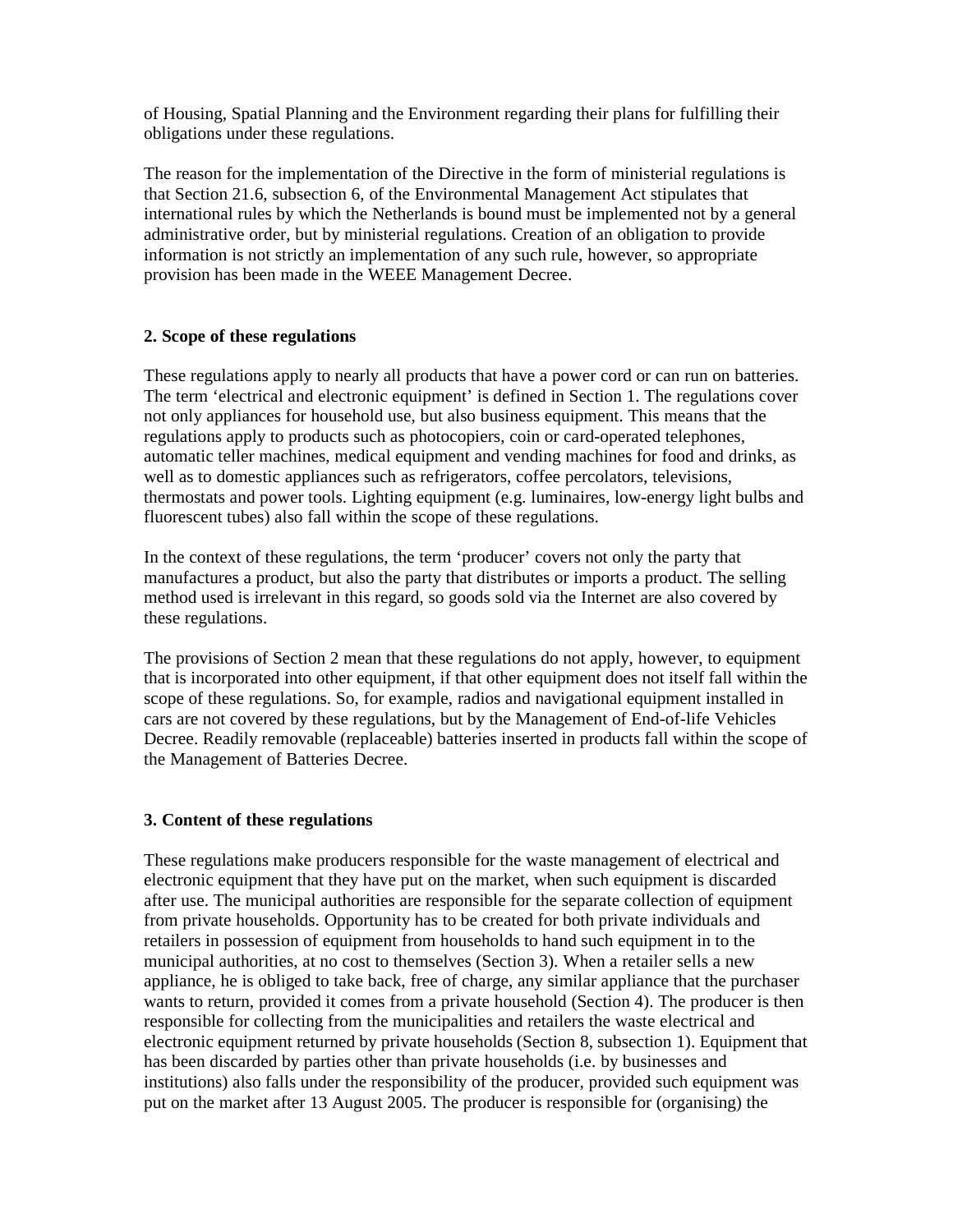of Housing, Spatial Planning and the Environment regarding their plans for fulfilling their obligations under these regulations.

The reason for the implementation of the Directive in the form of ministerial regulations is that Section 21.6, subsection 6, of the Environmental Management Act stipulates that international rules by which the Netherlands is bound must be implemented not by a general administrative order, but by ministerial regulations. Creation of an obligation to provide information is not strictly an implementation of any such rule, however, so appropriate provision has been made in the WEEE Management Decree.

## 2. Scope of these regulations

These regulations apply to nearly all products that have a power cord or can run on batteries. The term 'electrical and electronic equipment' is defined in Section 1. The regulations cover not only appliances for household use, but also business equipment. This means that the regulations apply to products such as photocopiers, coin or card-operated telephones, automatic teller machines, medical equipment and vending machines for food and drinks, as well as to domestic appliances such as refrigerators, coffee percolators, televisions, thermostats and power tools. Lighting equipment (e.g. luminaires, low-energy light bulbs and fluorescent tubes) also fall within the scope of these regulations.

In the context of these regulations, the term 'producer' covers not only the party that manufactures a product, but also the party that distributes or imports a product. The selling method used is irrelevant in this regard, so goods sold via the Internet are also covered by these regulations.

The provisions of Section 2 mean that these regulations do not apply, however, to equipment that is incorporated into other equipment, if that other equipment does not itself fall within the scope of these regulations. So, for example, radios and navigational equipment installed in cars are not covered by these regulations, but by the Management of End-of-life Vehicles Decree. Readily removable (replaceable) batteries inserted in products fall within the scope of the Management of Batteries Decree.

## 3. Content of these regulations

These regulations make producers responsible for the waste management of electrical and electronic equipment that they have put on the market, when such equipment is discarded after use. The municipal authorities are responsible for the separate collection of equipment from private households. Opportunity has to be created for both private individuals and retailers in possession of equipment from households to hand such equipment in to the municipal authorities, at no cost to themselves (Section 3). When a retailer sells a new appliance, he is obliged to take back, free of charge, any similar appliance that the purchaser wants to return, provided it comes from a private household (Section 4). The producer is then responsible for collecting from the municipalities and retailers the waste electrical and electronic equipment returned by private households (Section 8, subsection 1). Equipment that has been discarded by parties other than private households (i.e. by businesses and institutions) also falls under the responsibility of the producer, provided such equipment was put on the market after 13 August 2005. The producer is responsible for (organising) the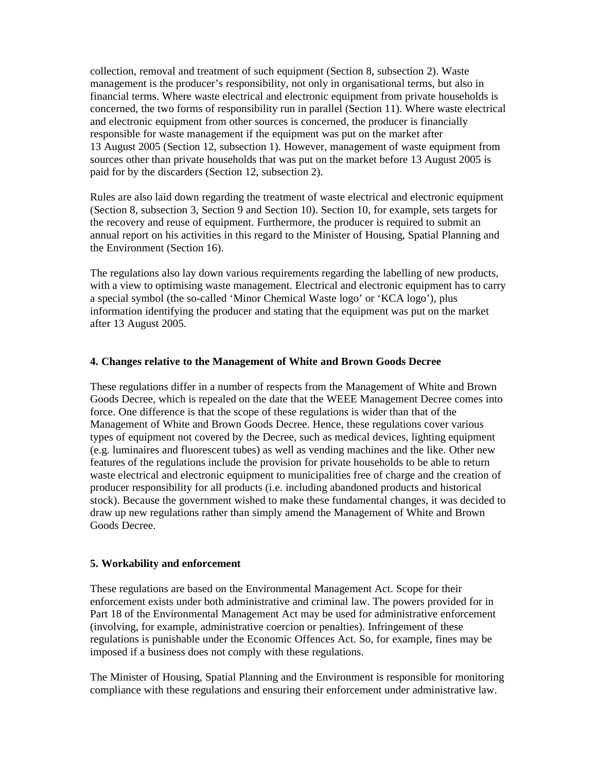collection, removal and treatment of such equipment (Section 8, subsection 2). Waste management is the producer's responsibility, not only in organisational terms, but also in financial terms. Where waste electrical and electronic equipment from private households is concerned, the two forms of responsibility run in parallel (Section 11). Where waste electrical and electronic equipment from other sources is concerned, the producer is financially responsible for waste management if the equipment was put on the market after 13 August 2005 (Section 12, subsection 1). However, management of waste equipment from sources other than private households that was put on the market before 13 August 2005 is paid for by the discarders (Section 12, subsection 2).

Rules are also laid down regarding the treatment of waste electrical and electronic equipment (Section 8, subsection 3, Section 9 and Section 10). Section 10, for example, sets targets for the recovery and reuse of equipment. Furthermore, the producer is required to submit an annual report on his activities in this regard to the Minister of Housing, Spatial Planning and the Environment (Section 16).

The regulations also lay down various requirements regarding the labelling of new products, with a view to optimising waste management. Electrical and electronic equipment has to carry a special symbol (the so-called 'Minor Chemical Waste logo' or 'KCA logo'), plus information identifying the producer and stating that the equipment was put on the market after 13 August 2005.

**4. Changes relative to the Management of White and Brown Goods Decree**

These regulations differ in a number of respects from the Management of White and Brown Goods Decree, which is repealed on the date that the WEEE Management Decree comes into force. One difference is that the scope of these regulations is wider than that of the Management of White and Brown Goods Decree. Hence, these regulations cover various types of equipment not covered by the Decree, such as medical devices, lighting equipment (e.g. luminaires and fluorescent tubes) as well as vending machines and the like. Other new features of the regulations include the provision for private households to be able to return waste electrical and electronic equipment to municipalities free of charge and the creation of producer responsibility for all products (i.e. including abandoned products and historical stock). Because the government wished to make these fundamental changes, it was decided to draw up new regulations rather than simply amend the Management of White and Brown Goods Decree.

**5. Workability and enforcement**

These regulations are based on the Environmental Management Act. Scope for their enforcement exists under both administrative and criminal law. The powers provided for in Part 18 of the Environmental Management Act may be used for administrative enforcement (involving, for example, administrative coercion or penalties). Infringement of these regulations is punishable under the Economic Offences Act. So, for example, fines may be imposed if a business does not comply with these regulations.

The Minister of Housing, Spatial Planning and the Environment is responsible for monitoring compliance with these regulations and ensuring their enforcement under administrative law.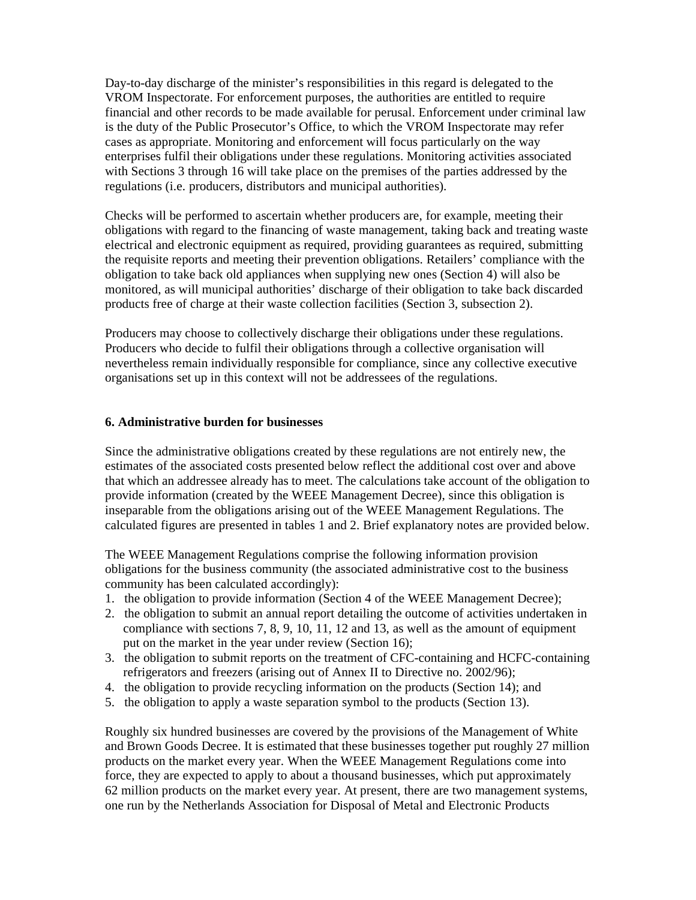Day-to-day discharge of the minister's responsibilities in this regard is delegated to the VROM Inspectorate. For enforcement purposes, the authorities are entitled to require financial and other records to be made available for perusal. Enforcement under criminal law is the duty of the Public Prosecutor's Office, to which the VROM Inspectorate may refer cases as appropriate. Monitoring and enforcement will focus particularly on the way enterprises fulfil their obligations under these regulations. Monitoring activities associated with Sections 3 through 16 will take place on the premises of the parties addressed by the regulations (i.e. producers, distributors and municipal authorities).

Checks will be performed to ascertain whether producers are, for example, meeting their obligations with regard to the financing of waste management, taking back and treating waste electrical and electronic equipment as required, providing guarantees as required, submitting the requisite reports and meeting their prevention obligations. Retailers' compliance with the obligation to take back old appliances when supplying new ones (Section 4) will also be monitored, as will municipal authorities' discharge of their obligation to take back discarded products free of charge at their waste collection facilities (Section 3, subsection 2).

Producers may choose to collectively discharge their obligations under these regulations. Producers who decide to fulfil their obligations through a collective organisation will nevertheless remain individually responsible for compliance, since any collective executive organisations set up in this context will not be addressees of the regulations.

## 6. Administrative burden for businesses

Since the administrative obligations created by these regulations are not entirely new, the estimates of the associated costs presented below reflect the additional cost over and above that which an addressee already has to meet. The calculations take account of the obligation to provide information (created by the WEEE Management Decree), since this obligation is inseparable from the obligations arising out of the WEEE Management Regulations. The calculated figures are presented in tables 1 and 2. Brief explanatory notes are provided below.

The WEEE Management Regulations comprise the following information provision obligations for the business community (the associated administrative cost to the business community has been calculated accordingly):

1. the obligation to provide information (Section 4 of the WEEE Management Decree);
2. the obligation to submit an annual report detailing the outcome of activities undertaken in compliance with sections 7, 8, 9, 10, 11, 12 and 13, as well as the amount of equipment put on the market in the year under review (Section 16);
3. the obligation to submit reports on the treatment of CFC-containing and HCFC-containing refrigerators and freezers (arising out of Annex II to Directive no. 2002/96);
4. the obligation to provide recycling information on the products (Section 14); and
5. the obligation to apply a waste separation symbol to the products (Section 13).

Roughly six hundred businesses are covered by the provisions of the Management of White and Brown Goods Decree. It is estimated that these businesses together put roughly 27 million products on the market every year. When the WEEE Management Regulations come into force, they are expected to apply to about a thousand businesses, which put approximately 62 million products on the market every year. At present, there are two management systems, one run by the Netherlands Association for Disposal of Metal and Electronic Products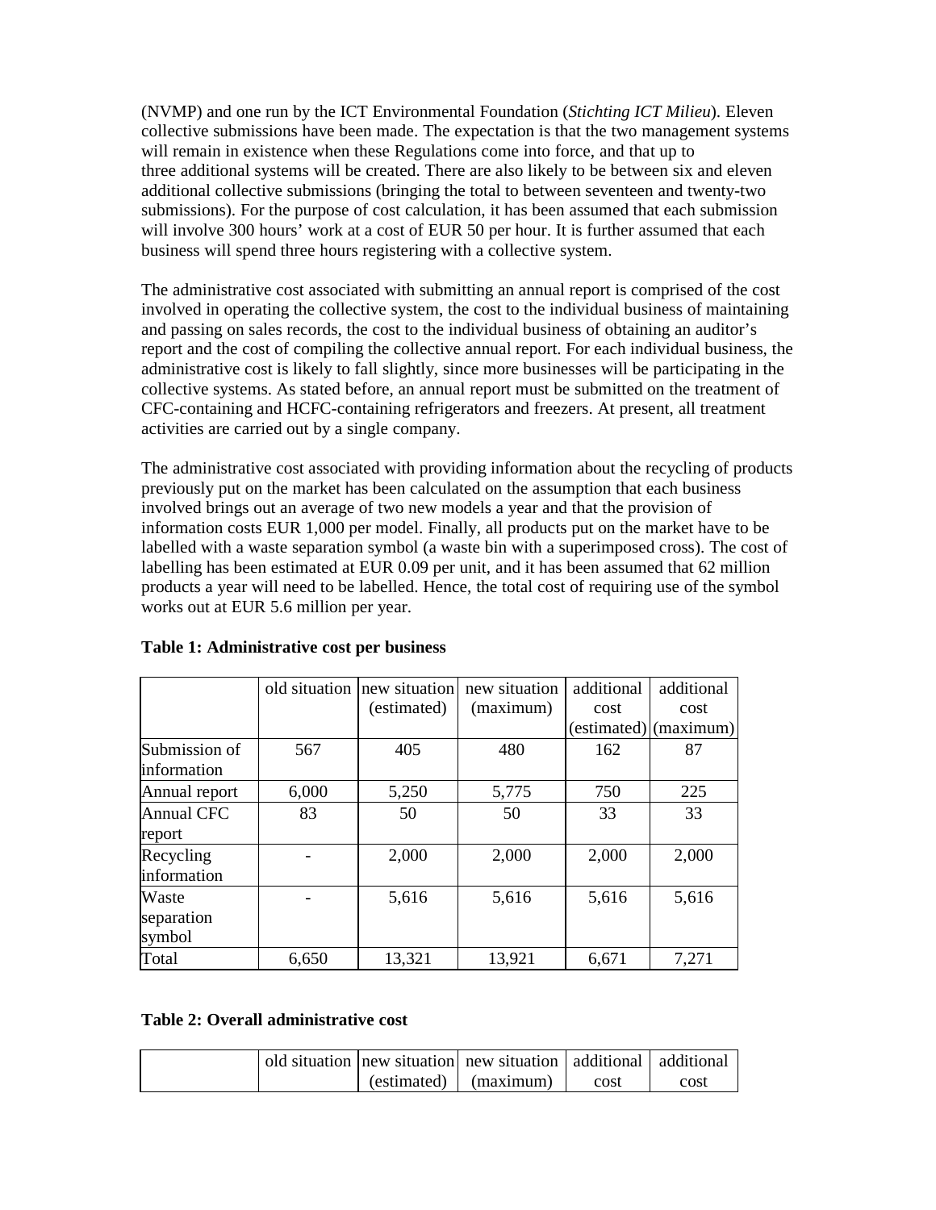(NVMP) and one run by the ICT Environmental Foundation (*Stichting ICT Milieu*). Eleven collective submissions have been made. The expectation is that the two management systems will remain in existence when these Regulations come into force, and that up to three additional systems will be created. There are also likely to be between six and eleven additional collective submissions (bringing the total to between seventeen and twenty-two submissions). For the purpose of cost calculation, it has been assumed that each submission will involve 300 hours' work at a cost of EUR 50 per hour. It is further assumed that each business will spend three hours registering with a collective system.

The administrative cost associated with submitting an annual report is comprised of the cost involved in operating the collective system, the cost to the individual business of maintaining and passing on sales records, the cost to the individual business of obtaining an auditor's report and the cost of compiling the collective annual report. For each individual business, the administrative cost is likely to fall slightly, since more businesses will be participating in the collective systems. As stated before, an annual report must be submitted on the treatment of CFC-containing and HCFC-containing refrigerators and freezers. At present, all treatment activities are carried out by a single company.

The administrative cost associated with providing information about the recycling of products previously put on the market has been calculated on the assumption that each business involved brings out an average of two new models a year and that the provision of information costs EUR 1,000 per model. Finally, all products put on the market have to be labelled with a waste separation symbol (a waste bin with a superimposed cross). The cost of labelling has been estimated at EUR 0.09 per unit, and it has been assumed that 62 million products a year will need to be labelled. Hence, the total cost of requiring use of the symbol works out at EUR 5.6 million per year.

**Table 1: Administrative cost per business**

| | old situation | new situation (estimated) | new situation (maximum) | additional cost (estimated) | additional cost (maximum) |
|---|---|---|---|---|---|
| Submission of information | 567 | 405 | 480 | 162 | 87 |
| Annual report | 6,000 | 5,250 | 5,775 | 750 | 225 |
| Annual CFC report | 83 | 50 | 50 | 33 | 33 |
| Recycling information | - | 2,000 | 2,000 | 2,000 | 2,000 |
| Waste separation symbol | - | 5,616 | 5,616 | 5,616 | 5,616 |
| Total | 6,650 | 13,321 | 13,921 | 6,671 | 7,271 |

**Table 2: Overall administrative cost**

| | old situation | new situation (estimated) | new situation (maximum) | additional cost | additional cost |
|---|---|---|---|---|---|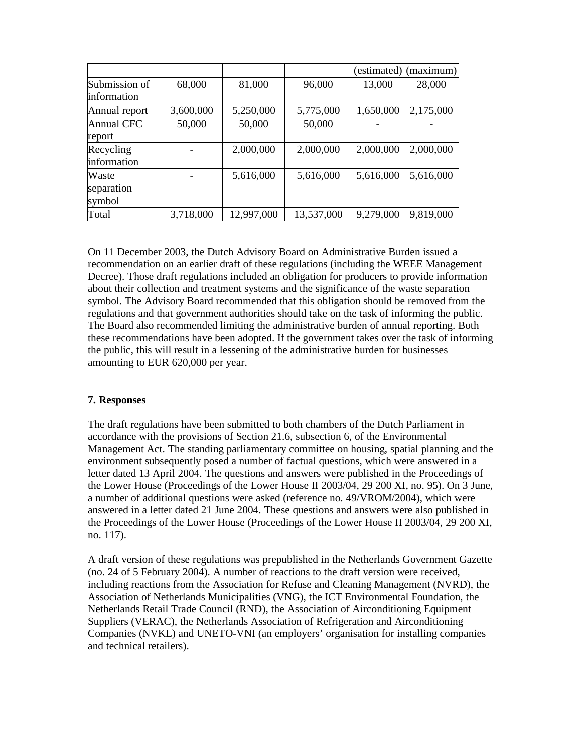| | | | | (estimated) | (maximum) |
|---|---|---|---|---|---|
| Submission of information | 68,000 | 81,000 | 96,000 | 13,000 | 28,000 |
| Annual report | 3,600,000 | 5,250,000 | 5,775,000 | 1,650,000 | 2,175,000 |
| Annual CFC report | 50,000 | 50,000 | 50,000 | - | - |
| Recycling information | - | 2,000,000 | 2,000,000 | 2,000,000 | 2,000,000 |
| Waste separation symbol | - | 5,616,000 | 5,616,000 | 5,616,000 | 5,616,000 |
| Total | 3,718,000 | 12,997,000 | 13,537,000 | 9,279,000 | 9,819,000 |

On 11 December 2003, the Dutch Advisory Board on Administrative Burden issued a recommendation on an earlier draft of these regulations (including the WEEE Management Decree). Those draft regulations included an obligation for producers to provide information about their collection and treatment systems and the significance of the waste separation symbol. The Advisory Board recommended that this obligation should be removed from the regulations and that government authorities should take on the task of informing the public. The Board also recommended limiting the administrative burden of annual reporting. Both these recommendations have been adopted. If the government takes over the task of informing the public, this will result in a lessening of the administrative burden for businesses amounting to EUR 620,000 per year.

**7. Responses**

The draft regulations have been submitted to both chambers of the Dutch Parliament in accordance with the provisions of Section 21.6, subsection 6, of the Environmental Management Act. The standing parliamentary committee on housing, spatial planning and the environment subsequently posed a number of factual questions, which were answered in a letter dated 13 April 2004. The questions and answers were published in the Proceedings of the Lower House (Proceedings of the Lower House II 2003/04, 29 200 XI, no. 95). On 3 June, a number of additional questions were asked (reference no. 49/VROM/2004), which were answered in a letter dated 21 June 2004. These questions and answers were also published in the Proceedings of the Lower House (Proceedings of the Lower House II 2003/04, 29 200 XI, no. 117).

A draft version of these regulations was prepublished in the Netherlands Government Gazette (no. 24 of 5 February 2004). A number of reactions to the draft version were received, including reactions from the Association for Refuse and Cleaning Management (NVRD), the Association of Netherlands Municipalities (VNG), the ICT Environmental Foundation, the Netherlands Retail Trade Council (RND), the Association of Airconditioning Equipment Suppliers (VERAC), the Netherlands Association of Refrigeration and Airconditioning Companies (NVKL) and UNETO-VNI (an employers' organisation for installing companies and technical retailers).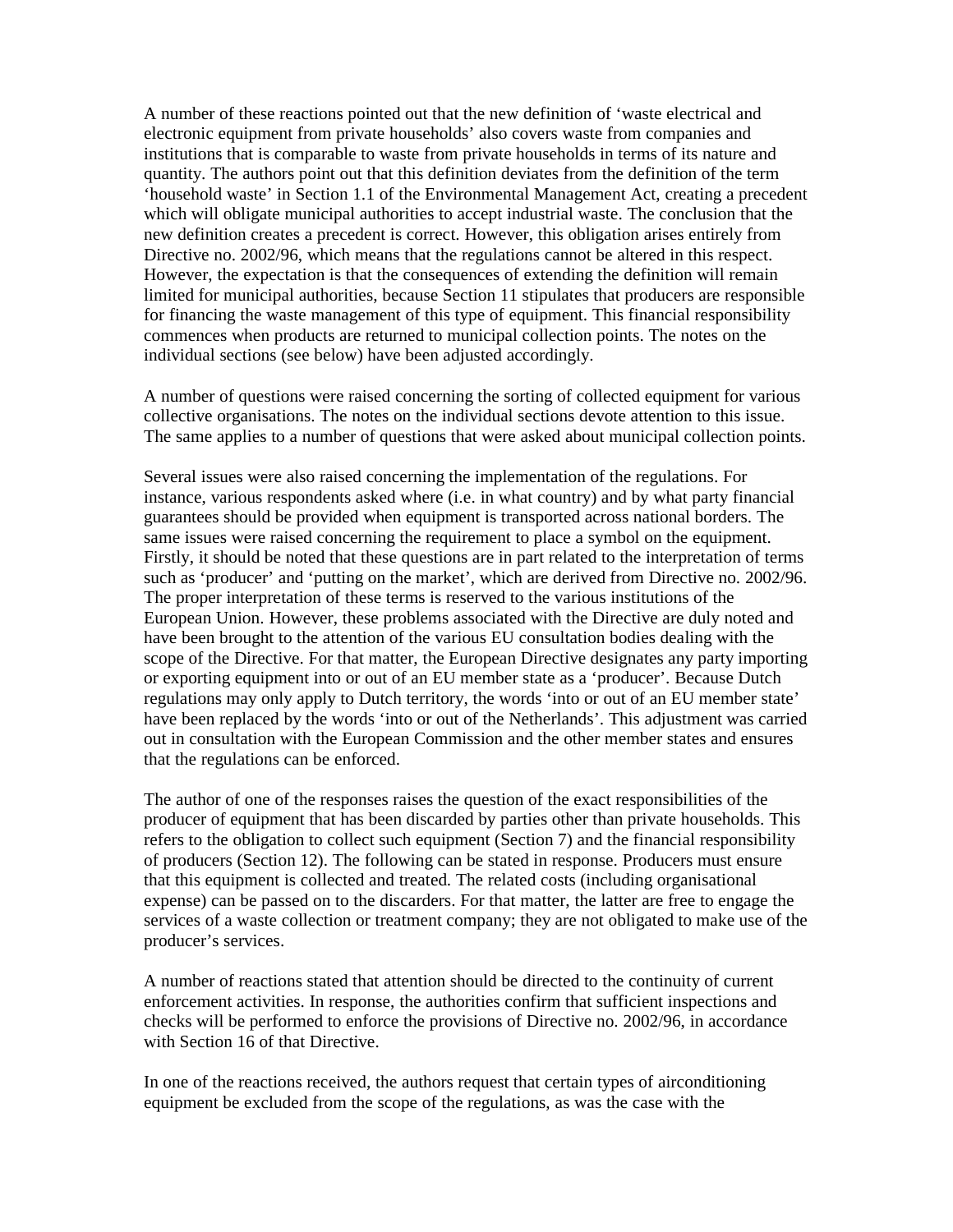A number of these reactions pointed out that the new definition of 'waste electrical and electronic equipment from private households' also covers waste from companies and institutions that is comparable to waste from private households in terms of its nature and quantity. The authors point out that this definition deviates from the definition of the term 'household waste' in Section 1.1 of the Environmental Management Act, creating a precedent which will obligate municipal authorities to accept industrial waste. The conclusion that the new definition creates a precedent is correct. However, this obligation arises entirely from Directive no. 2002/96, which means that the regulations cannot be altered in this respect. However, the expectation is that the consequences of extending the definition will remain limited for municipal authorities, because Section 11 stipulates that producers are responsible for financing the waste management of this type of equipment. This financial responsibility commences when products are returned to municipal collection points. The notes on the individual sections (see below) have been adjusted accordingly.

A number of questions were raised concerning the sorting of collected equipment for various collective organisations. The notes on the individual sections devote attention to this issue. The same applies to a number of questions that were asked about municipal collection points.

Several issues were also raised concerning the implementation of the regulations. For instance, various respondents asked where (i.e. in what country) and by what party financial guarantees should be provided when equipment is transported across national borders. The same issues were raised concerning the requirement to place a symbol on the equipment. Firstly, it should be noted that these questions are in part related to the interpretation of terms such as 'producer' and 'putting on the market', which are derived from Directive no. 2002/96. The proper interpretation of these terms is reserved to the various institutions of the European Union. However, these problems associated with the Directive are duly noted and have been brought to the attention of the various EU consultation bodies dealing with the scope of the Directive. For that matter, the European Directive designates any party importing or exporting equipment into or out of an EU member state as a 'producer'. Because Dutch regulations may only apply to Dutch territory, the words 'into or out of an EU member state' have been replaced by the words 'into or out of the Netherlands'. This adjustment was carried out in consultation with the European Commission and the other member states and ensures that the regulations can be enforced.

The author of one of the responses raises the question of the exact responsibilities of the producer of equipment that has been discarded by parties other than private households. This refers to the obligation to collect such equipment (Section 7) and the financial responsibility of producers (Section 12). The following can be stated in response. Producers must ensure that this equipment is collected and treated. The related costs (including organisational expense) can be passed on to the discarders. For that matter, the latter are free to engage the services of a waste collection or treatment company; they are not obligated to make use of the producer's services.

A number of reactions stated that attention should be directed to the continuity of current enforcement activities. In response, the authorities confirm that sufficient inspections and checks will be performed to enforce the provisions of Directive no. 2002/96, in accordance with Section 16 of that Directive.

In one of the reactions received, the authors request that certain types of airconditioning equipment be excluded from the scope of the regulations, as was the case with the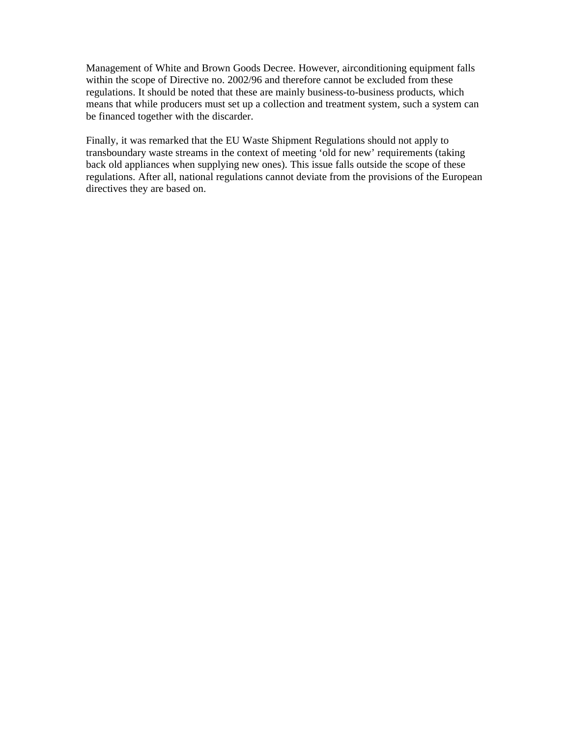Management of White and Brown Goods Decree. However, airconditioning equipment falls within the scope of Directive no. 2002/96 and therefore cannot be excluded from these regulations. It should be noted that these are mainly business-to-business products, which means that while producers must set up a collection and treatment system, such a system can be financed together with the discarder.

Finally, it was remarked that the EU Waste Shipment Regulations should not apply to transboundary waste streams in the context of meeting 'old for new' requirements (taking back old appliances when supplying new ones). This issue falls outside the scope of these regulations. After all, national regulations cannot deviate from the provisions of the European directives they are based on.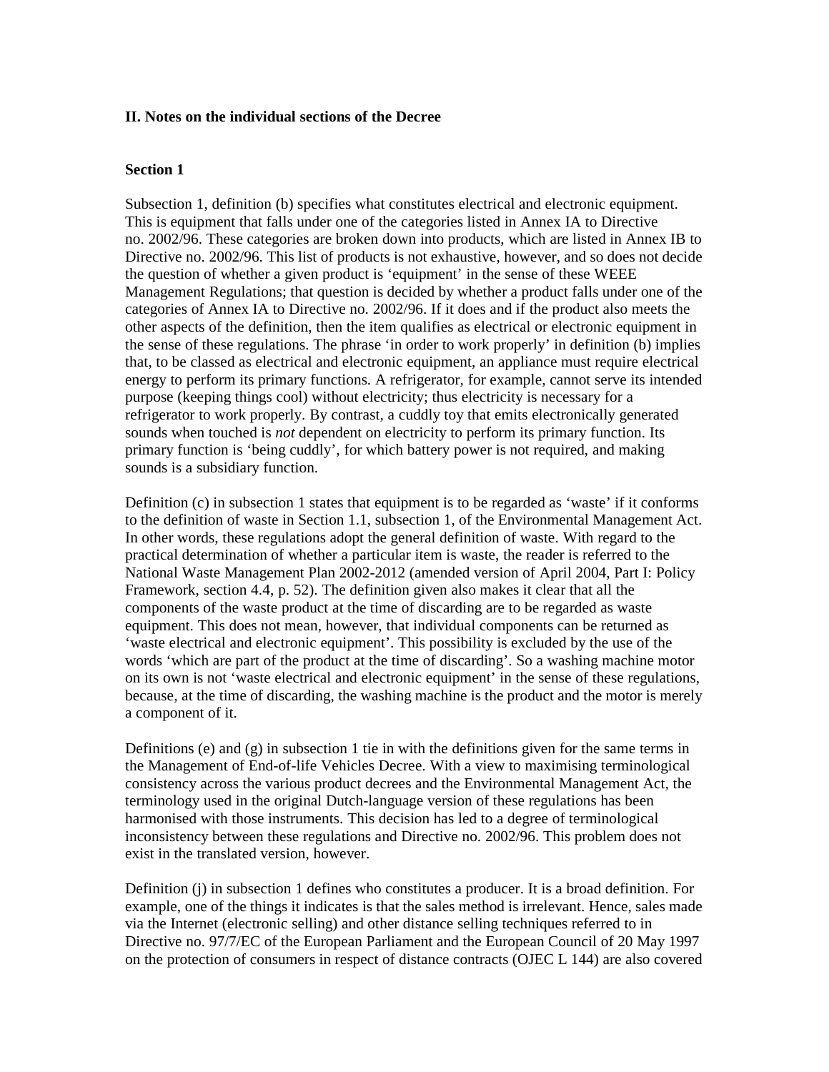## II. Notes on the individual sections of the Decree

### Section 1

Subsection 1, definition (b) specifies what constitutes electrical and electronic equipment. This is equipment that falls under one of the categories listed in Annex IA to Directive no. 2002/96. These categories are broken down into products, which are listed in Annex IB to Directive no. 2002/96. This list of products is not exhaustive, however, and so does not decide the question of whether a given product is 'equipment' in the sense of these WEEE Management Regulations; that question is decided by whether a product falls under one of the categories of Annex IA to Directive no. 2002/96. If it does and if the product also meets the other aspects of the definition, then the item qualifies as electrical or electronic equipment in the sense of these regulations. The phrase 'in order to work properly' in definition (b) implies that, to be classed as electrical and electronic equipment, an appliance must require electrical energy to perform its primary functions. A refrigerator, for example, cannot serve its intended purpose (keeping things cool) without electricity; thus electricity is necessary for a refrigerator to work properly. By contrast, a cuddly toy that emits electronically generated sounds when touched is *not* dependent on electricity to perform its primary function. Its primary function is 'being cuddly', for which battery power is not required, and making sounds is a subsidiary function.

Definition (c) in subsection 1 states that equipment is to be regarded as 'waste' if it conforms to the definition of waste in Section 1.1, subsection 1, of the Environmental Management Act. In other words, these regulations adopt the general definition of waste. With regard to the practical determination of whether a particular item is waste, the reader is referred to the National Waste Management Plan 2002-2012 (amended version of April 2004, Part I: Policy Framework, section 4.4, p. 52). The definition given also makes it clear that all the components of the waste product at the time of discarding are to be regarded as waste equipment. This does not mean, however, that individual components can be returned as 'waste electrical and electronic equipment'. This possibility is excluded by the use of the words 'which are part of the product at the time of discarding'. So a washing machine motor on its own is not 'waste electrical and electronic equipment' in the sense of these regulations, because, at the time of discarding, the washing machine is the product and the motor is merely a component of it.

Definitions (e) and (g) in subsection 1 tie in with the definitions given for the same terms in the Management of End-of-life Vehicles Decree. With a view to maximising terminological consistency across the various product decrees and the Environmental Management Act, the terminology used in the original Dutch-language version of these regulations has been harmonised with those instruments. This decision has led to a degree of terminological inconsistency between these regulations and Directive no. 2002/96. This problem does not exist in the translated version, however.

Definition (j) in subsection 1 defines who constitutes a producer. It is a broad definition. For example, one of the things it indicates is that the sales method is irrelevant. Hence, sales made via the Internet (electronic selling) and other distance selling techniques referred to in Directive no. 97/7/EC of the European Parliament and the European Council of 20 May 1997 on the protection of consumers in respect of distance contracts (OJEC L 144) are also covered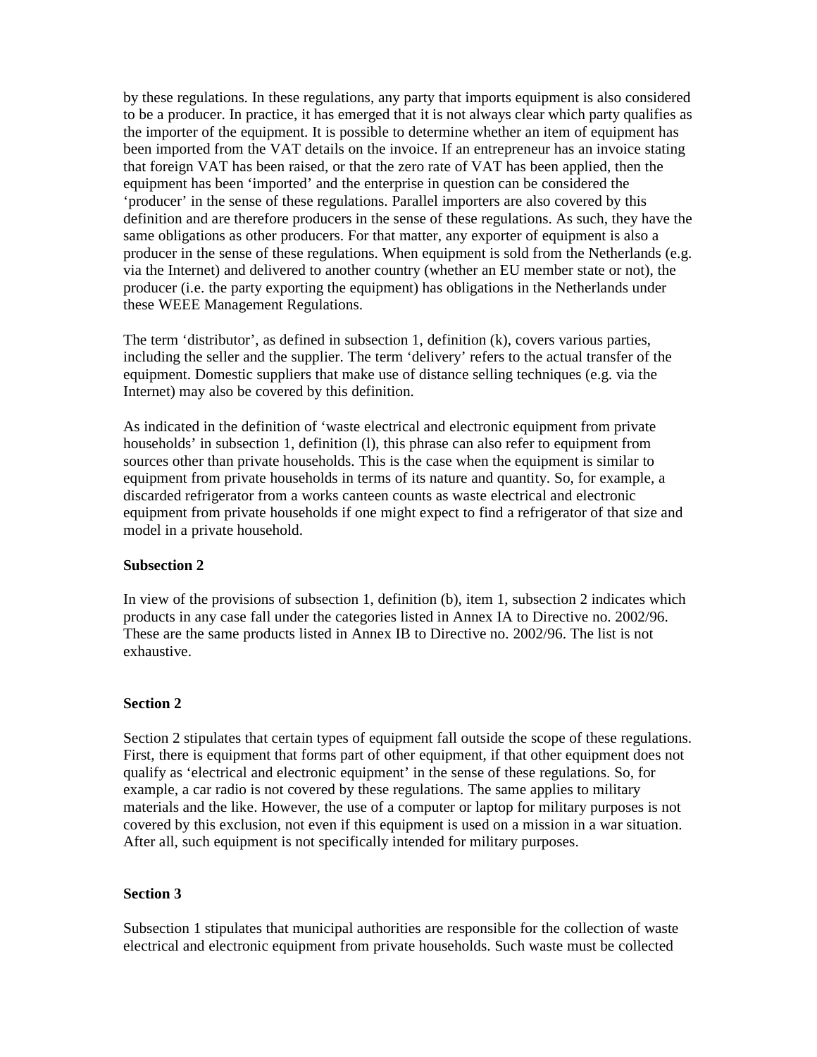by these regulations. In these regulations, any party that imports equipment is also considered to be a producer. In practice, it has emerged that it is not always clear which party qualifies as the importer of the equipment. It is possible to determine whether an item of equipment has been imported from the VAT details on the invoice. If an entrepreneur has an invoice stating that foreign VAT has been raised, or that the zero rate of VAT has been applied, then the equipment has been 'imported' and the enterprise in question can be considered the 'producer' in the sense of these regulations. Parallel importers are also covered by this definition and are therefore producers in the sense of these regulations. As such, they have the same obligations as other producers. For that matter, any exporter of equipment is also a producer in the sense of these regulations. When equipment is sold from the Netherlands (e.g. via the Internet) and delivered to another country (whether an EU member state or not), the producer (i.e. the party exporting the equipment) has obligations in the Netherlands under these WEEE Management Regulations.

The term 'distributor', as defined in subsection 1, definition (k), covers various parties, including the seller and the supplier. The term 'delivery' refers to the actual transfer of the equipment. Domestic suppliers that make use of distance selling techniques (e.g. via the Internet) may also be covered by this definition.

As indicated in the definition of 'waste electrical and electronic equipment from private households' in subsection 1, definition (l), this phrase can also refer to equipment from sources other than private households. This is the case when the equipment is similar to equipment from private households in terms of its nature and quantity. So, for example, a discarded refrigerator from a works canteen counts as waste electrical and electronic equipment from private households if one might expect to find a refrigerator of that size and model in a private household.

**Subsection 2**

In view of the provisions of subsection 1, definition (b), item 1, subsection 2 indicates which products in any case fall under the categories listed in Annex IA to Directive no. 2002/96. These are the same products listed in Annex IB to Directive no. 2002/96. The list is not exhaustive.

**Section 2**

Section 2 stipulates that certain types of equipment fall outside the scope of these regulations. First, there is equipment that forms part of other equipment, if that other equipment does not qualify as 'electrical and electronic equipment' in the sense of these regulations. So, for example, a car radio is not covered by these regulations. The same applies to military materials and the like. However, the use of a computer or laptop for military purposes is not covered by this exclusion, not even if this equipment is used on a mission in a war situation. After all, such equipment is not specifically intended for military purposes.

**Section 3**

Subsection 1 stipulates that municipal authorities are responsible for the collection of waste electrical and electronic equipment from private households. Such waste must be collected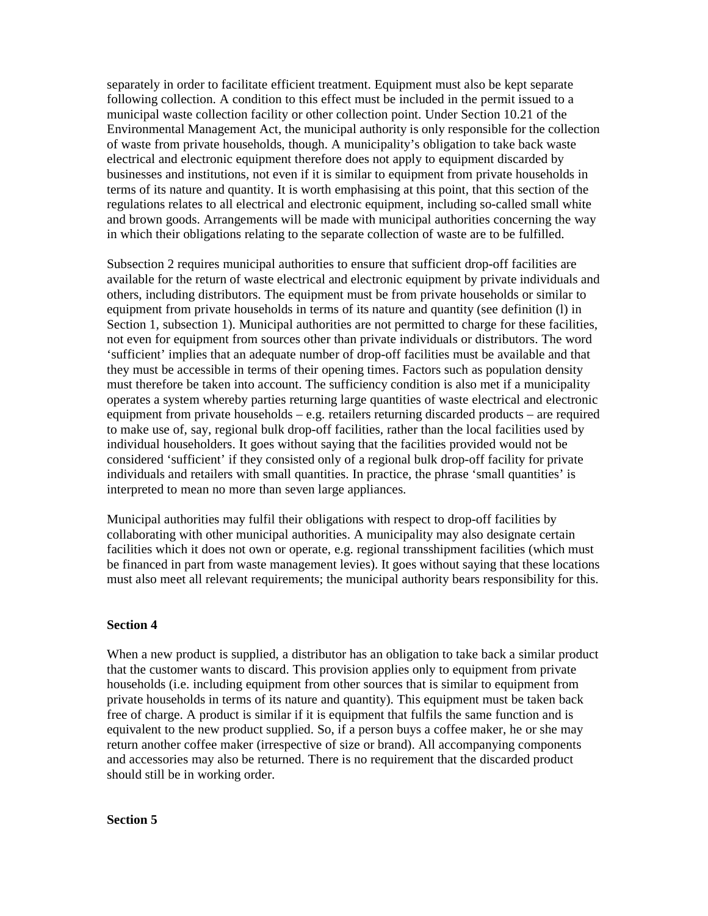separately in order to facilitate efficient treatment. Equipment must also be kept separate following collection. A condition to this effect must be included in the permit issued to a municipal waste collection facility or other collection point. Under Section 10.21 of the Environmental Management Act, the municipal authority is only responsible for the collection of waste from private households, though. A municipality's obligation to take back waste electrical and electronic equipment therefore does not apply to equipment discarded by businesses and institutions, not even if it is similar to equipment from private households in terms of its nature and quantity. It is worth emphasising at this point, that this section of the regulations relates to all electrical and electronic equipment, including so-called small white and brown goods. Arrangements will be made with municipal authorities concerning the way in which their obligations relating to the separate collection of waste are to be fulfilled.

Subsection 2 requires municipal authorities to ensure that sufficient drop-off facilities are available for the return of waste electrical and electronic equipment by private individuals and others, including distributors. The equipment must be from private households or similar to equipment from private households in terms of its nature and quantity (see definition (l) in Section 1, subsection 1). Municipal authorities are not permitted to charge for these facilities, not even for equipment from sources other than private individuals or distributors. The word 'sufficient' implies that an adequate number of drop-off facilities must be available and that they must be accessible in terms of their opening times. Factors such as population density must therefore be taken into account. The sufficiency condition is also met if a municipality operates a system whereby parties returning large quantities of waste electrical and electronic equipment from private households – e.g. retailers returning discarded products – are required to make use of, say, regional bulk drop-off facilities, rather than the local facilities used by individual householders. It goes without saying that the facilities provided would not be considered 'sufficient' if they consisted only of a regional bulk drop-off facility for private individuals and retailers with small quantities. In practice, the phrase 'small quantities' is interpreted to mean no more than seven large appliances.

Municipal authorities may fulfil their obligations with respect to drop-off facilities by collaborating with other municipal authorities. A municipality may also designate certain facilities which it does not own or operate, e.g. regional transshipment facilities (which must be financed in part from waste management levies). It goes without saying that these locations must also meet all relevant requirements; the municipal authority bears responsibility for this.

**Section 4**

When a new product is supplied, a distributor has an obligation to take back a similar product that the customer wants to discard. This provision applies only to equipment from private households (i.e. including equipment from other sources that is similar to equipment from private households in terms of its nature and quantity). This equipment must be taken back free of charge. A product is similar if it is equipment that fulfils the same function and is equivalent to the new product supplied. So, if a person buys a coffee maker, he or she may return another coffee maker (irrespective of size or brand). All accompanying components and accessories may also be returned. There is no requirement that the discarded product should still be in working order.

**Section 5**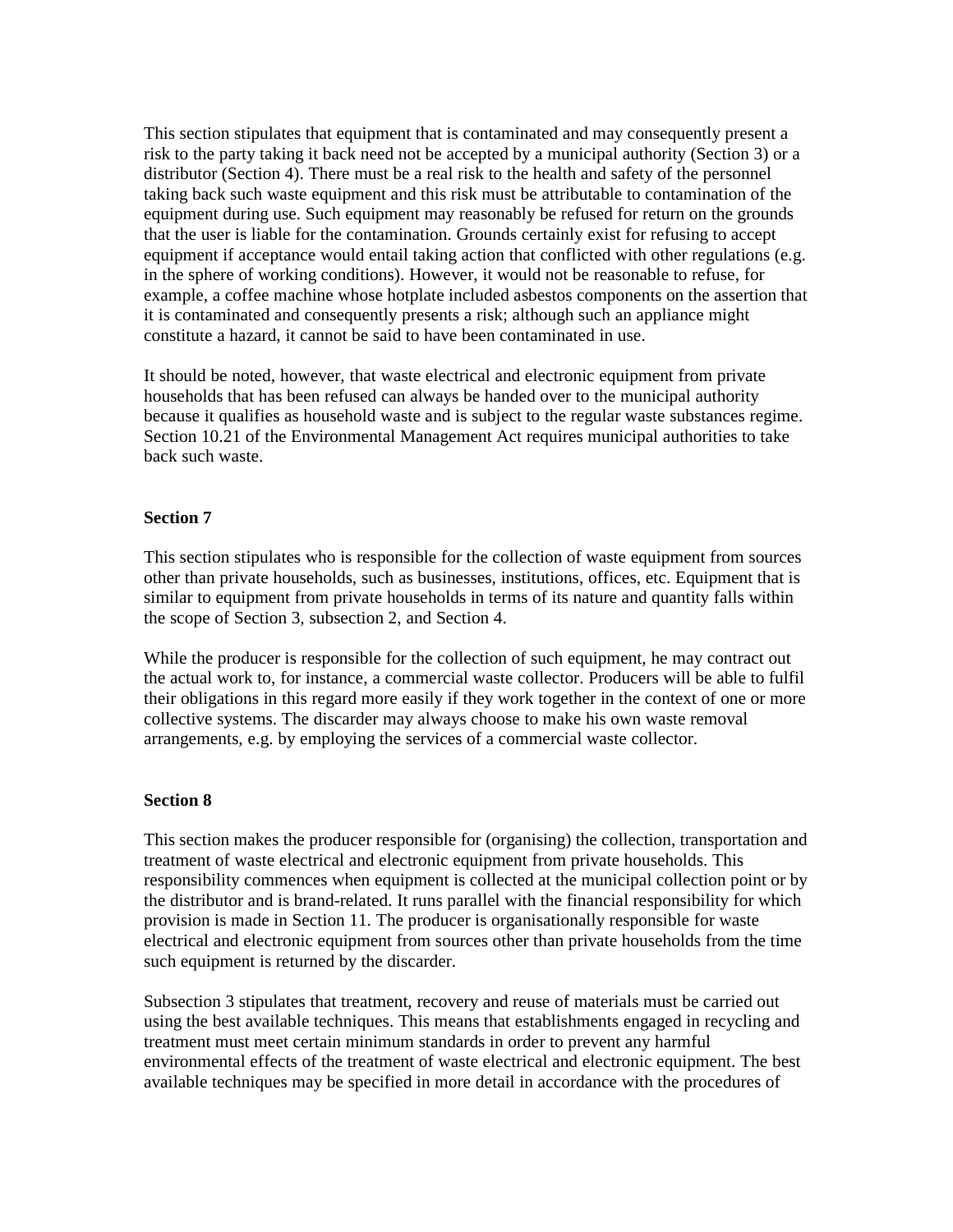This section stipulates that equipment that is contaminated and may consequently present a risk to the party taking it back need not be accepted by a municipal authority (Section 3) or a distributor (Section 4). There must be a real risk to the health and safety of the personnel taking back such waste equipment and this risk must be attributable to contamination of the equipment during use. Such equipment may reasonably be refused for return on the grounds that the user is liable for the contamination. Grounds certainly exist for refusing to accept equipment if acceptance would entail taking action that conflicted with other regulations (e.g. in the sphere of working conditions). However, it would not be reasonable to refuse, for example, a coffee machine whose hotplate included asbestos components on the assertion that it is contaminated and consequently presents a risk; although such an appliance might constitute a hazard, it cannot be said to have been contaminated in use.

It should be noted, however, that waste electrical and electronic equipment from private households that has been refused can always be handed over to the municipal authority because it qualifies as household waste and is subject to the regular waste substances regime. Section 10.21 of the Environmental Management Act requires municipal authorities to take back such waste.

**Section 7**

This section stipulates who is responsible for the collection of waste equipment from sources other than private households, such as businesses, institutions, offices, etc. Equipment that is similar to equipment from private households in terms of its nature and quantity falls within the scope of Section 3, subsection 2, and Section 4.

While the producer is responsible for the collection of such equipment, he may contract out the actual work to, for instance, a commercial waste collector. Producers will be able to fulfil their obligations in this regard more easily if they work together in the context of one or more collective systems. The discarder may always choose to make his own waste removal arrangements, e.g. by employing the services of a commercial waste collector.

**Section 8**

This section makes the producer responsible for (organising) the collection, transportation and treatment of waste electrical and electronic equipment from private households. This responsibility commences when equipment is collected at the municipal collection point or by the distributor and is brand-related. It runs parallel with the financial responsibility for which provision is made in Section 11. The producer is organisationally responsible for waste electrical and electronic equipment from sources other than private households from the time such equipment is returned by the discarder.

Subsection 3 stipulates that treatment, recovery and reuse of materials must be carried out using the best available techniques. This means that establishments engaged in recycling and treatment must meet certain minimum standards in order to prevent any harmful environmental effects of the treatment of waste electrical and electronic equipment. The best available techniques may be specified in more detail in accordance with the procedures of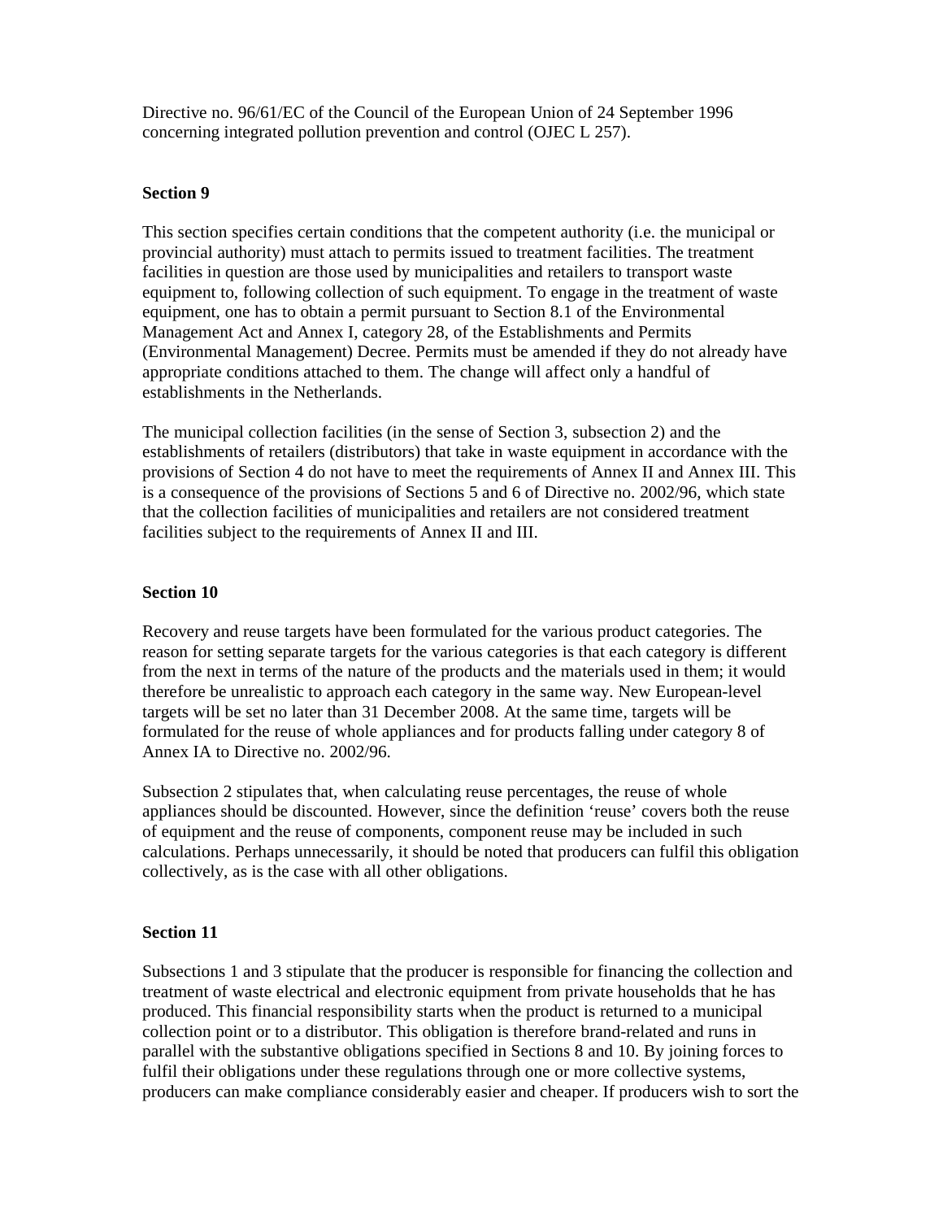Directive no. 96/61/EC of the Council of the European Union of 24 September 1996 concerning integrated pollution prevention and control (OJEC L 257).

**Section 9**

This section specifies certain conditions that the competent authority (i.e. the municipal or provincial authority) must attach to permits issued to treatment facilities. The treatment facilities in question are those used by municipalities and retailers to transport waste equipment to, following collection of such equipment. To engage in the treatment of waste equipment, one has to obtain a permit pursuant to Section 8.1 of the Environmental Management Act and Annex I, category 28, of the Establishments and Permits (Environmental Management) Decree. Permits must be amended if they do not already have appropriate conditions attached to them. The change will affect only a handful of establishments in the Netherlands.

The municipal collection facilities (in the sense of Section 3, subsection 2) and the establishments of retailers (distributors) that take in waste equipment in accordance with the provisions of Section 4 do not have to meet the requirements of Annex II and Annex III. This is a consequence of the provisions of Sections 5 and 6 of Directive no. 2002/96, which state that the collection facilities of municipalities and retailers are not considered treatment facilities subject to the requirements of Annex II and III.

**Section 10**

Recovery and reuse targets have been formulated for the various product categories. The reason for setting separate targets for the various categories is that each category is different from the next in terms of the nature of the products and the materials used in them; it would therefore be unrealistic to approach each category in the same way. New European-level targets will be set no later than 31 December 2008. At the same time, targets will be formulated for the reuse of whole appliances and for products falling under category 8 of Annex IA to Directive no. 2002/96.

Subsection 2 stipulates that, when calculating reuse percentages, the reuse of whole appliances should be discounted. However, since the definition 'reuse' covers both the reuse of equipment and the reuse of components, component reuse may be included in such calculations. Perhaps unnecessarily, it should be noted that producers can fulfil this obligation collectively, as is the case with all other obligations.

**Section 11**

Subsections 1 and 3 stipulate that the producer is responsible for financing the collection and treatment of waste electrical and electronic equipment from private households that he has produced. This financial responsibility starts when the product is returned to a municipal collection point or to a distributor. This obligation is therefore brand-related and runs in parallel with the substantive obligations specified in Sections 8 and 10. By joining forces to fulfil their obligations under these regulations through one or more collective systems, producers can make compliance considerably easier and cheaper. If producers wish to sort the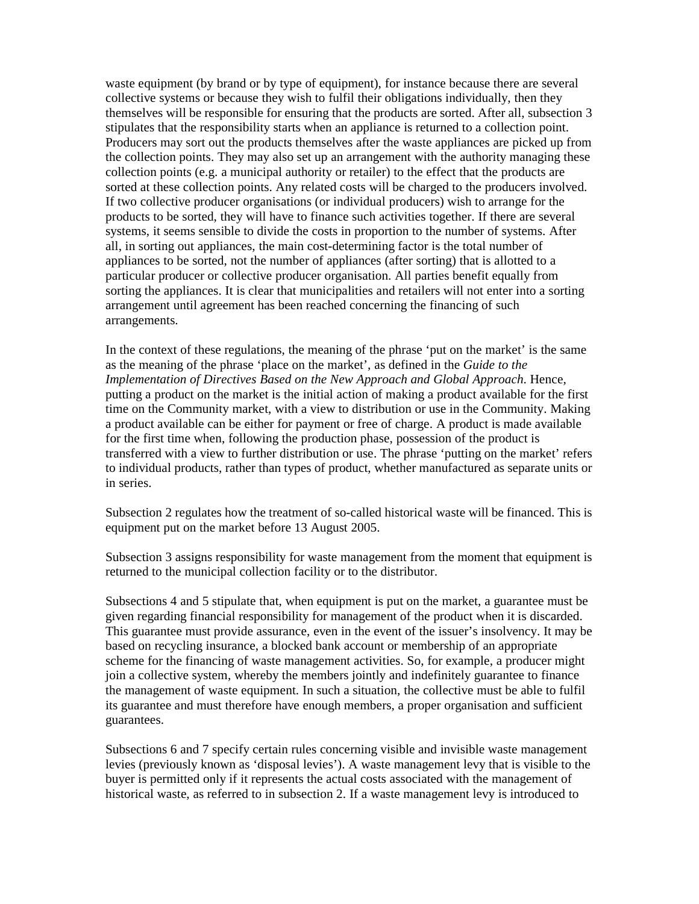waste equipment (by brand or by type of equipment), for instance because there are several collective systems or because they wish to fulfil their obligations individually, then they themselves will be responsible for ensuring that the products are sorted. After all, subsection 3 stipulates that the responsibility starts when an appliance is returned to a collection point. Producers may sort out the products themselves after the waste appliances are picked up from the collection points. They may also set up an arrangement with the authority managing these collection points (e.g. a municipal authority or retailer) to the effect that the products are sorted at these collection points. Any related costs will be charged to the producers involved. If two collective producer organisations (or individual producers) wish to arrange for the products to be sorted, they will have to finance such activities together. If there are several systems, it seems sensible to divide the costs in proportion to the number of systems. After all, in sorting out appliances, the main cost-determining factor is the total number of appliances to be sorted, not the number of appliances (after sorting) that is allotted to a particular producer or collective producer organisation. All parties benefit equally from sorting the appliances. It is clear that municipalities and retailers will not enter into a sorting arrangement until agreement has been reached concerning the financing of such arrangements.

In the context of these regulations, the meaning of the phrase 'put on the market' is the same as the meaning of the phrase 'place on the market', as defined in the *Guide to the Implementation of Directives Based on the New Approach and Global Approach*. Hence, putting a product on the market is the initial action of making a product available for the first time on the Community market, with a view to distribution or use in the Community. Making a product available can be either for payment or free of charge. A product is made available for the first time when, following the production phase, possession of the product is transferred with a view to further distribution or use. The phrase 'putting on the market' refers to individual products, rather than types of product, whether manufactured as separate units or in series.

Subsection 2 regulates how the treatment of so-called historical waste will be financed. This is equipment put on the market before 13 August 2005.

Subsection 3 assigns responsibility for waste management from the moment that equipment is returned to the municipal collection facility or to the distributor.

Subsections 4 and 5 stipulate that, when equipment is put on the market, a guarantee must be given regarding financial responsibility for management of the product when it is discarded. This guarantee must provide assurance, even in the event of the issuer's insolvency. It may be based on recycling insurance, a blocked bank account or membership of an appropriate scheme for the financing of waste management activities. So, for example, a producer might join a collective system, whereby the members jointly and indefinitely guarantee to finance the management of waste equipment. In such a situation, the collective must be able to fulfil its guarantee and must therefore have enough members, a proper organisation and sufficient guarantees.

Subsections 6 and 7 specify certain rules concerning visible and invisible waste management levies (previously known as 'disposal levies'). A waste management levy that is visible to the buyer is permitted only if it represents the actual costs associated with the management of historical waste, as referred to in subsection 2. If a waste management levy is introduced to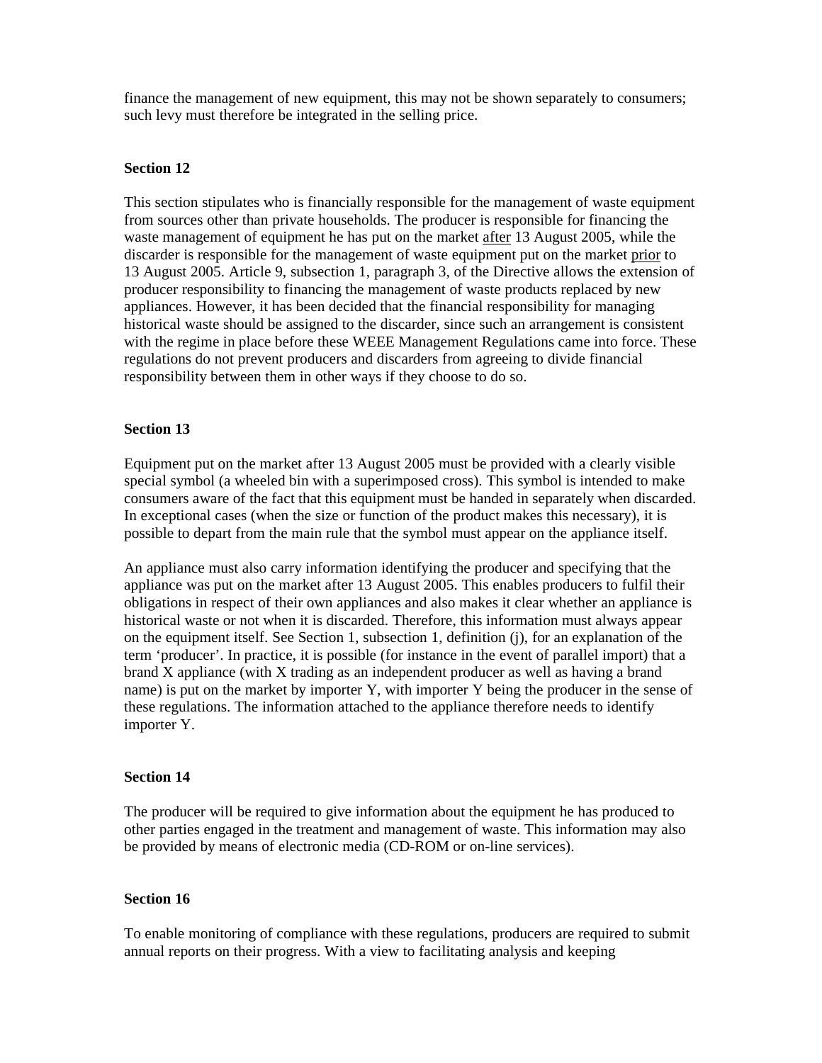finance the management of new equipment, this may not be shown separately to consumers; such levy must therefore be integrated in the selling price.

**Section 12**

This section stipulates who is financially responsible for the management of waste equipment from sources other than private households. The producer is responsible for financing the waste management of equipment he has put on the market after 13 August 2005, while the discarder is responsible for the management of waste equipment put on the market prior to 13 August 2005. Article 9, subsection 1, paragraph 3, of the Directive allows the extension of producer responsibility to financing the management of waste products replaced by new appliances. However, it has been decided that the financial responsibility for managing historical waste should be assigned to the discarder, since such an arrangement is consistent with the regime in place before these WEEE Management Regulations came into force. These regulations do not prevent producers and discarders from agreeing to divide financial responsibility between them in other ways if they choose to do so.

**Section 13**

Equipment put on the market after 13 August 2005 must be provided with a clearly visible special symbol (a wheeled bin with a superimposed cross). This symbol is intended to make consumers aware of the fact that this equipment must be handed in separately when discarded. In exceptional cases (when the size or function of the product makes this necessary), it is possible to depart from the main rule that the symbol must appear on the appliance itself.

An appliance must also carry information identifying the producer and specifying that the appliance was put on the market after 13 August 2005. This enables producers to fulfil their obligations in respect of their own appliances and also makes it clear whether an appliance is historical waste or not when it is discarded. Therefore, this information must always appear on the equipment itself. See Section 1, subsection 1, definition (j), for an explanation of the term 'producer'. In practice, it is possible (for instance in the event of parallel import) that a brand X appliance (with X trading as an independent producer as well as having a brand name) is put on the market by importer Y, with importer Y being the producer in the sense of these regulations. The information attached to the appliance therefore needs to identify importer Y.

**Section 14**

The producer will be required to give information about the equipment he has produced to other parties engaged in the treatment and management of waste. This information may also be provided by means of electronic media (CD-ROM or on-line services).

**Section 16**

To enable monitoring of compliance with these regulations, producers are required to submit annual reports on their progress. With a view to facilitating analysis and keeping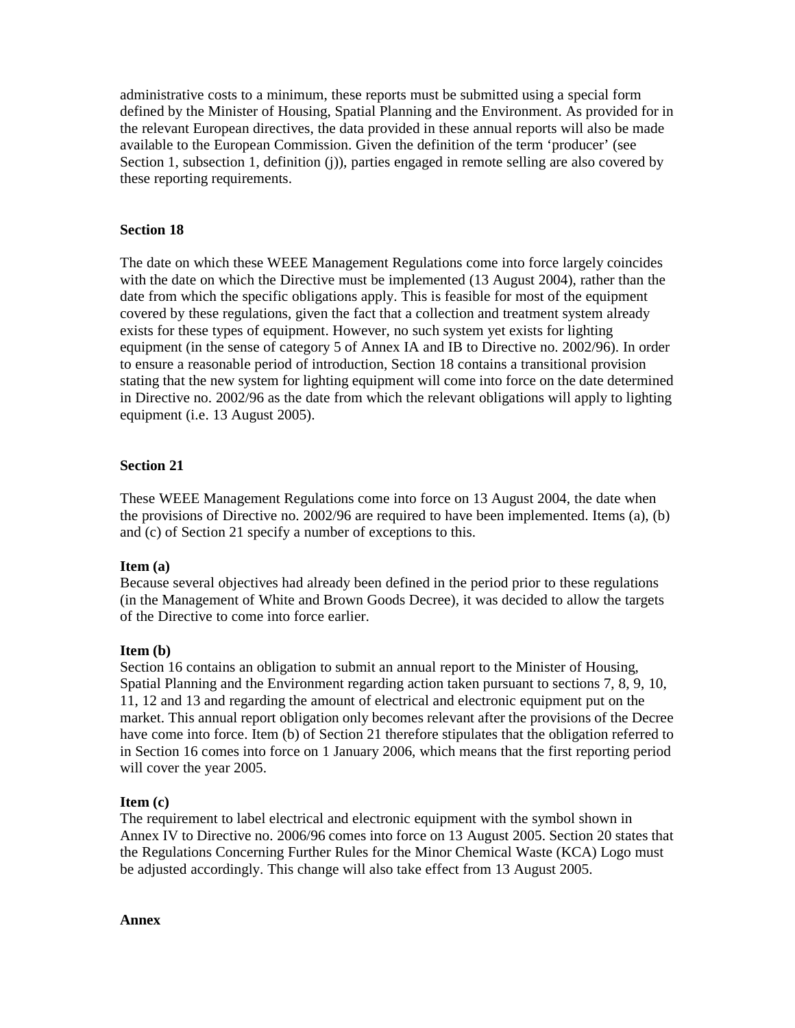administrative costs to a minimum, these reports must be submitted using a special form defined by the Minister of Housing, Spatial Planning and the Environment. As provided for in the relevant European directives, the data provided in these annual reports will also be made available to the European Commission. Given the definition of the term 'producer' (see Section 1, subsection 1, definition (j)), parties engaged in remote selling are also covered by these reporting requirements.

**Section 18**

The date on which these WEEE Management Regulations come into force largely coincides with the date on which the Directive must be implemented (13 August 2004), rather than the date from which the specific obligations apply. This is feasible for most of the equipment covered by these regulations, given the fact that a collection and treatment system already exists for these types of equipment. However, no such system yet exists for lighting equipment (in the sense of category 5 of Annex IA and IB to Directive no. 2002/96). In order to ensure a reasonable period of introduction, Section 18 contains a transitional provision stating that the new system for lighting equipment will come into force on the date determined in Directive no. 2002/96 as the date from which the relevant obligations will apply to lighting equipment (i.e. 13 August 2005).

**Section 21**

These WEEE Management Regulations come into force on 13 August 2004, the date when the provisions of Directive no. 2002/96 are required to have been implemented. Items (a), (b) and (c) of Section 21 specify a number of exceptions to this.

**Item (a)**
Because several objectives had already been defined in the period prior to these regulations (in the Management of White and Brown Goods Decree), it was decided to allow the targets of the Directive to come into force earlier.

**Item (b)**
Section 16 contains an obligation to submit an annual report to the Minister of Housing, Spatial Planning and the Environment regarding action taken pursuant to sections 7, 8, 9, 10, 11, 12 and 13 and regarding the amount of electrical and electronic equipment put on the market. This annual report obligation only becomes relevant after the provisions of the Decree have come into force. Item (b) of Section 21 therefore stipulates that the obligation referred to in Section 16 comes into force on 1 January 2006, which means that the first reporting period will cover the year 2005.

**Item (c)**
The requirement to label electrical and electronic equipment with the symbol shown in Annex IV to Directive no. 2006/96 comes into force on 13 August 2005. Section 20 states that the Regulations Concerning Further Rules for the Minor Chemical Waste (KCA) Logo must be adjusted accordingly. This change will also take effect from 13 August 2005.

**Annex**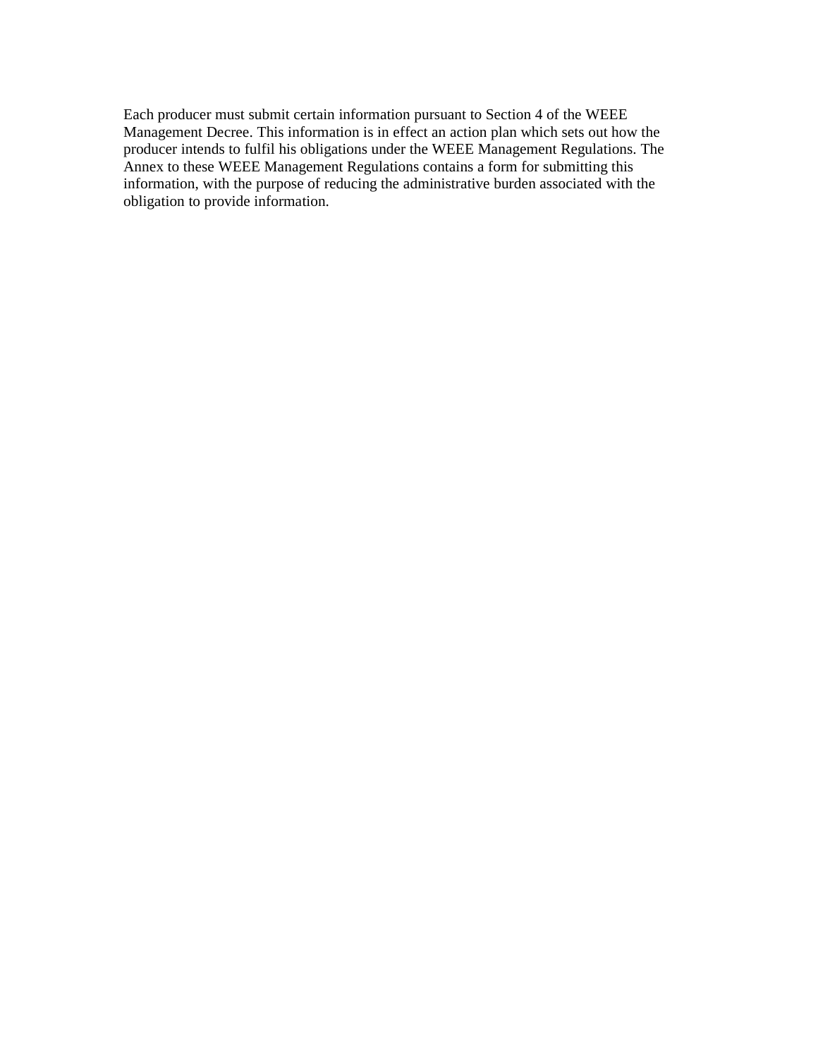Each producer must submit certain information pursuant to Section 4 of the WEEE Management Decree. This information is in effect an action plan which sets out how the producer intends to fulfil his obligations under the WEEE Management Regulations. The Annex to these WEEE Management Regulations contains a form for submitting this information, with the purpose of reducing the administrative burden associated with the obligation to provide information.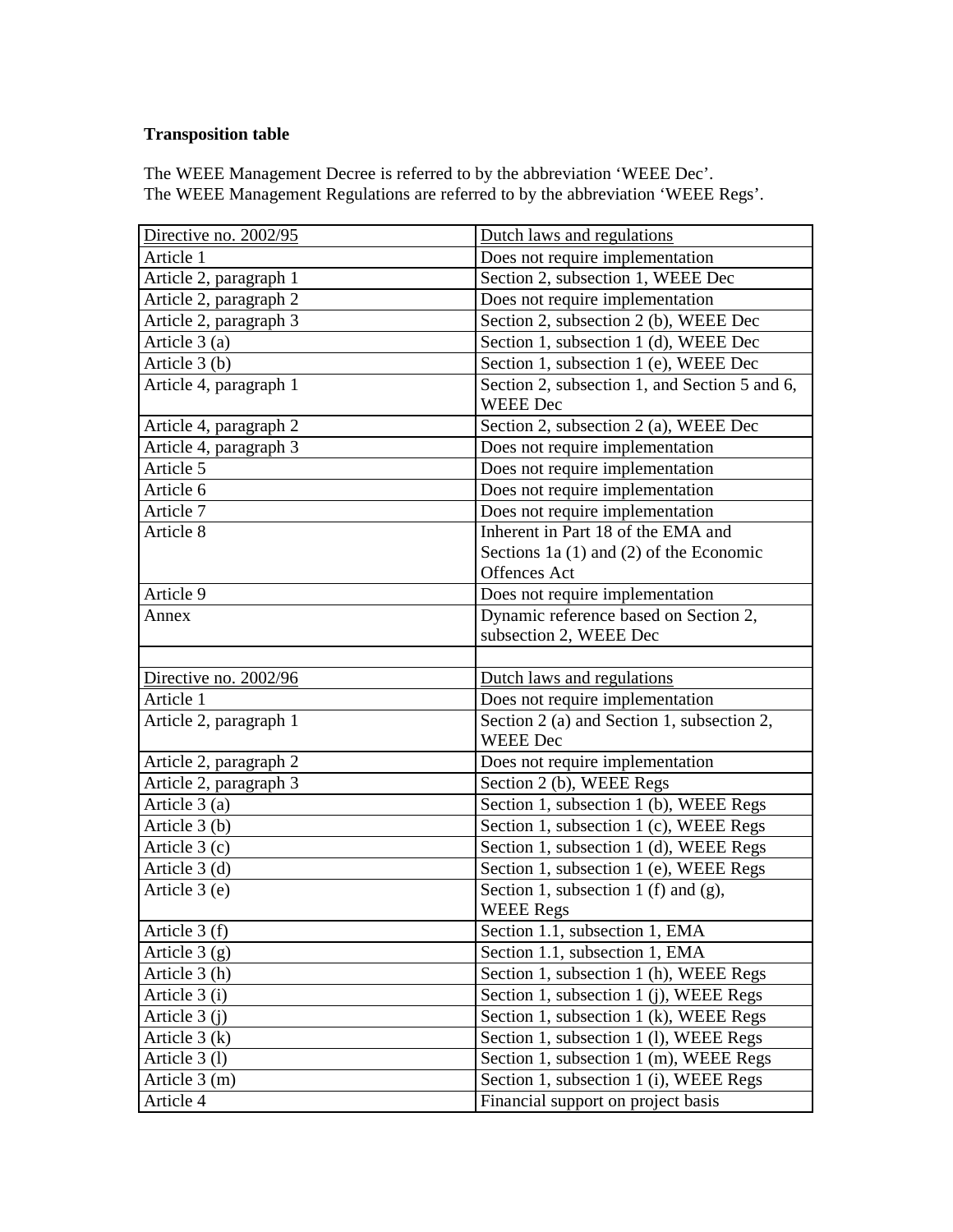**Transposition table**

The WEEE Management Decree is referred to by the abbreviation ‘WEEE Dec’.
The WEEE Management Regulations are referred to by the abbreviation ‘WEEE Regs’.

| Directive no. 2002/95 | Dutch laws and regulations |
|---|---|
| Article 1 | Does not require implementation |
| Article 2, paragraph 1 | Section 2, subsection 1, WEEE Dec |
| Article 2, paragraph 2 | Does not require implementation |
| Article 2, paragraph 3 | Section 2, subsection 2 (b), WEEE Dec |
| Article 3 (a) | Section 1, subsection 1 (d), WEEE Dec |
| Article 3 (b) | Section 1, subsection 1 (e), WEEE Dec |
| Article 4, paragraph 1 | Section 2, subsection 1, and Section 5 and 6, WEEE Dec |
| Article 4, paragraph 2 | Section 2, subsection 2 (a), WEEE Dec |
| Article 4, paragraph 3 | Does not require implementation |
| Article 5 | Does not require implementation |
| Article 6 | Does not require implementation |
| Article 7 | Does not require implementation |
| Article 8 | Inherent in Part 18 of the EMA and Sections 1a (1) and (2) of the Economic Offences Act |
| Article 9 | Does not require implementation |
| Annex | Dynamic reference based on Section 2, subsection 2, WEEE Dec |
| | |
| Directive no. 2002/96 | Dutch laws and regulations |
| Article 1 | Does not require implementation |
| Article 2, paragraph 1 | Section 2 (a) and Section 1, subsection 2, WEEE Dec |
| Article 2, paragraph 2 | Does not require implementation |
| Article 2, paragraph 3 | Section 2 (b), WEEE Regs |
| Article 3 (a) | Section 1, subsection 1 (b), WEEE Regs |
| Article 3 (b) | Section 1, subsection 1 (c), WEEE Regs |
| Article 3 (c) | Section 1, subsection 1 (d), WEEE Regs |
| Article 3 (d) | Section 1, subsection 1 (e), WEEE Regs |
| Article 3 (e) | Section 1, subsection 1 (f) and (g), WEEE Regs |
| Article 3 (f) | Section 1.1, subsection 1, EMA |
| Article 3 (g) | Section 1.1, subsection 1, EMA |
| Article 3 (h) | Section 1, subsection 1 (h), WEEE Regs |
| Article 3 (i) | Section 1, subsection 1 (j), WEEE Regs |
| Article 3 (j) | Section 1, subsection 1 (k), WEEE Regs |
| Article 3 (k) | Section 1, subsection 1 (l), WEEE Regs |
| Article 3 (l) | Section 1, subsection 1 (m), WEEE Regs |
| Article 3 (m) | Section 1, subsection 1 (i), WEEE Regs |
| Article 4 | Financial support on project basis |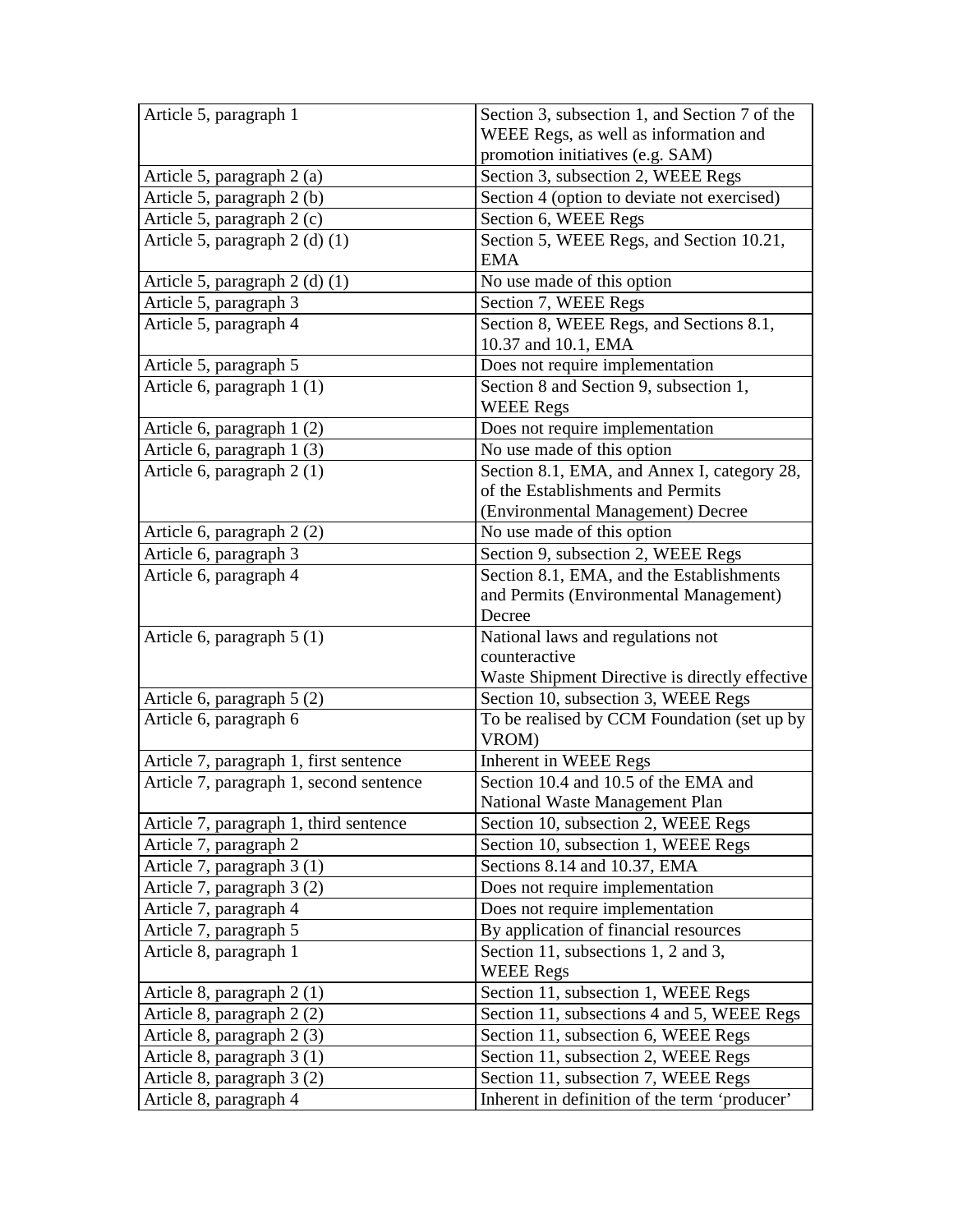| Article 5, paragraph 1 | Section 3, subsection 1, and Section 7 of the WEEE Regs, as well as information and promotion initiatives (e.g. SAM) |
|---|---|
| Article 5, paragraph 2 (a) | Section 3, subsection 2, WEEE Regs |
| Article 5, paragraph 2 (b) | Section 4 (option to deviate not exercised) |
| Article 5, paragraph 2 (c) | Section 6, WEEE Regs |
| Article 5, paragraph 2 (d) (1) | Section 5, WEEE Regs, and Section 10.21, EMA |
| Article 5, paragraph 2 (d) (1) | No use made of this option |
| Article 5, paragraph 3 | Section 7, WEEE Regs |
| Article 5, paragraph 4 | Section 8, WEEE Regs, and Sections 8.1, 10.37 and 10.1, EMA |
| Article 5, paragraph 5 | Does not require implementation |
| Article 6, paragraph 1 (1) | Section 8 and Section 9, subsection 1, WEEE Regs |
| Article 6, paragraph 1 (2) | Does not require implementation |
| Article 6, paragraph 1 (3) | No use made of this option |
| Article 6, paragraph 2 (1) | Section 8.1, EMA, and Annex I, category 28, of the Establishments and Permits (Environmental Management) Decree |
| Article 6, paragraph 2 (2) | No use made of this option |
| Article 6, paragraph 3 | Section 9, subsection 2, WEEE Regs |
| Article 6, paragraph 4 | Section 8.1, EMA, and the Establishments and Permits (Environmental Management) Decree |
| Article 6, paragraph 5 (1) | National laws and regulations not counteractive<br>Waste Shipment Directive is directly effective |
| Article 6, paragraph 5 (2) | Section 10, subsection 3, WEEE Regs |
| Article 6, paragraph 6 | To be realised by CCM Foundation (set up by VROM) |
| Article 7, paragraph 1, first sentence | Inherent in WEEE Regs |
| Article 7, paragraph 1, second sentence | Section 10.4 and 10.5 of the EMA and National Waste Management Plan |
| Article 7, paragraph 1, third sentence | Section 10, subsection 2, WEEE Regs |
| Article 7, paragraph 2 | Section 10, subsection 1, WEEE Regs |
| Article 7, paragraph 3 (1) | Sections 8.14 and 10.37, EMA |
| Article 7, paragraph 3 (2) | Does not require implementation |
| Article 7, paragraph 4 | Does not require implementation |
| Article 7, paragraph 5 | By application of financial resources |
| Article 8, paragraph 1 | Section 11, subsections 1, 2 and 3, WEEE Regs |
| Article 8, paragraph 2 (1) | Section 11, subsection 1, WEEE Regs |
| Article 8, paragraph 2 (2) | Section 11, subsections 4 and 5, WEEE Regs |
| Article 8, paragraph 2 (3) | Section 11, subsection 6, WEEE Regs |
| Article 8, paragraph 3 (1) | Section 11, subsection 2, WEEE Regs |
| Article 8, paragraph 3 (2) | Section 11, subsection 7, WEEE Regs |
| Article 8, paragraph 4 | Inherent in definition of the term 'producer' |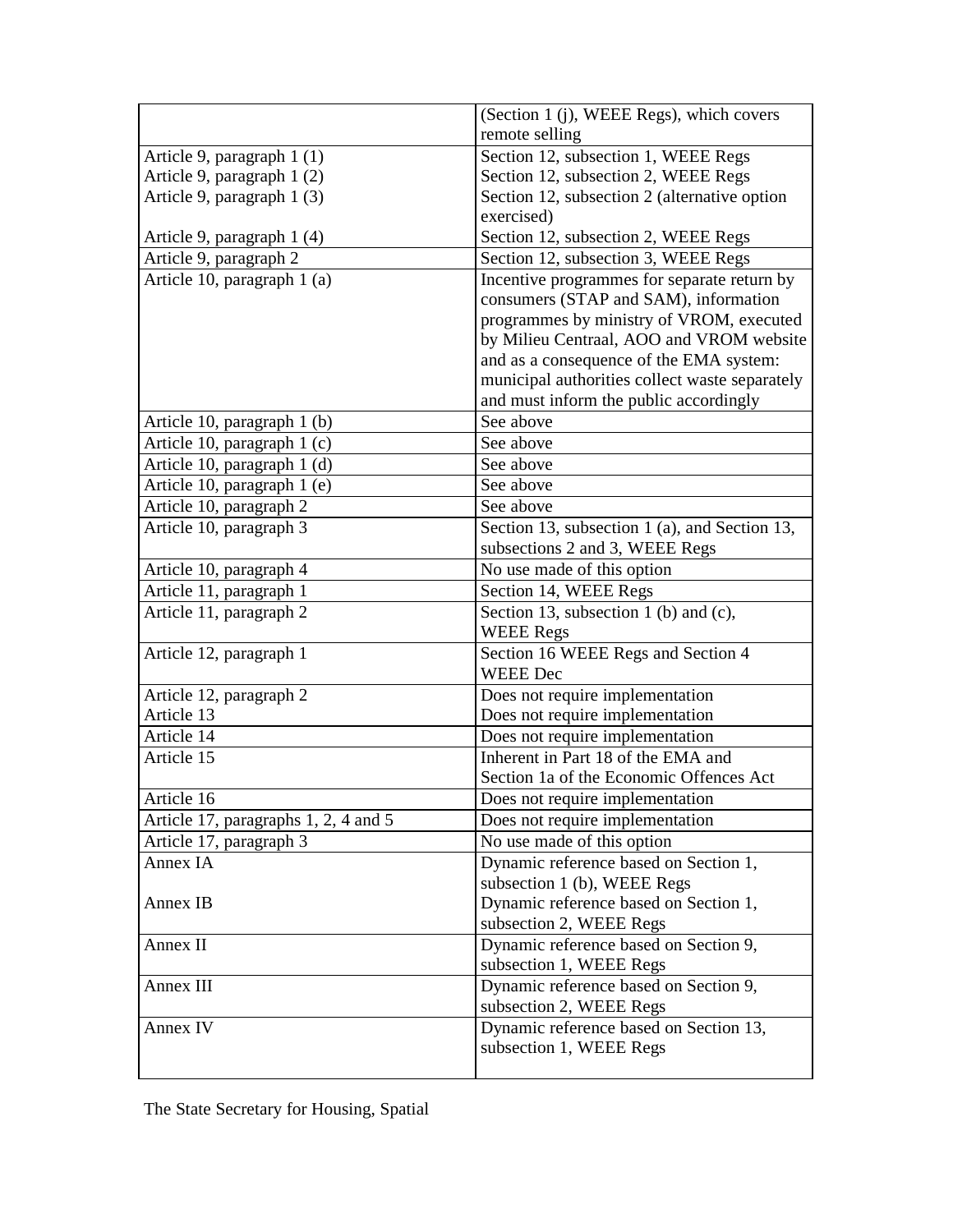| | |
|---|---|
| | (Section 1 (j), WEEE Regs), which covers remote selling |
| Article 9, paragraph 1 (1)<br>Article 9, paragraph 1 (2)<br>Article 9, paragraph 1 (3)<br><br>Article 9, paragraph 1 (4) | Section 12, subsection 1, WEEE Regs<br>Section 12, subsection 2, WEEE Regs<br>Section 12, subsection 2 (alternative option exercised)<br>Section 12, subsection 2, WEEE Regs |
| Article 9, paragraph 2 | Section 12, subsection 3, WEEE Regs |
| Article 10, paragraph 1 (a) | Incentive programmes for separate return by consumers (STAP and SAM), information programmes by ministry of VROM, executed by Milieu Centraal, AOO and VROM website and as a consequence of the EMA system: municipal authorities collect waste separately and must inform the public accordingly |
| Article 10, paragraph 1 (b) | See above |
| Article 10, paragraph 1 (c) | See above |
| Article 10, paragraph 1 (d) | See above |
| Article 10, paragraph 1 (e) | See above |
| Article 10, paragraph 2 | See above |
| Article 10, paragraph 3 | Section 13, subsection 1 (a), and Section 13, subsections 2 and 3, WEEE Regs |
| Article 10, paragraph 4 | No use made of this option |
| Article 11, paragraph 1 | Section 14, WEEE Regs |
| Article 11, paragraph 2 | Section 13, subsection 1 (b) and (c), WEEE Regs |
| Article 12, paragraph 1 | Section 16 WEEE Regs and Section 4 WEEE Dec |
| Article 12, paragraph 2<br>Article 13 | Does not require implementation<br>Does not require implementation |
| Article 14 | Does not require implementation |
| Article 15 | Inherent in Part 18 of the EMA and Section 1a of the Economic Offences Act |
| Article 16 | Does not require implementation |
| Article 17, paragraphs 1, 2, 4 and 5 | Does not require implementation |
| Article 17, paragraph 3 | No use made of this option |
| Annex IA<br><br>Annex IB | Dynamic reference based on Section 1, subsection 1 (b), WEEE Regs<br>Dynamic reference based on Section 1, subsection 2, WEEE Regs |
| Annex II | Dynamic reference based on Section 9, subsection 1, WEEE Regs |
| Annex III | Dynamic reference based on Section 9, subsection 2, WEEE Regs |
| Annex IV | Dynamic reference based on Section 13, subsection 1, WEEE Regs |

The State Secretary for Housing, Spatial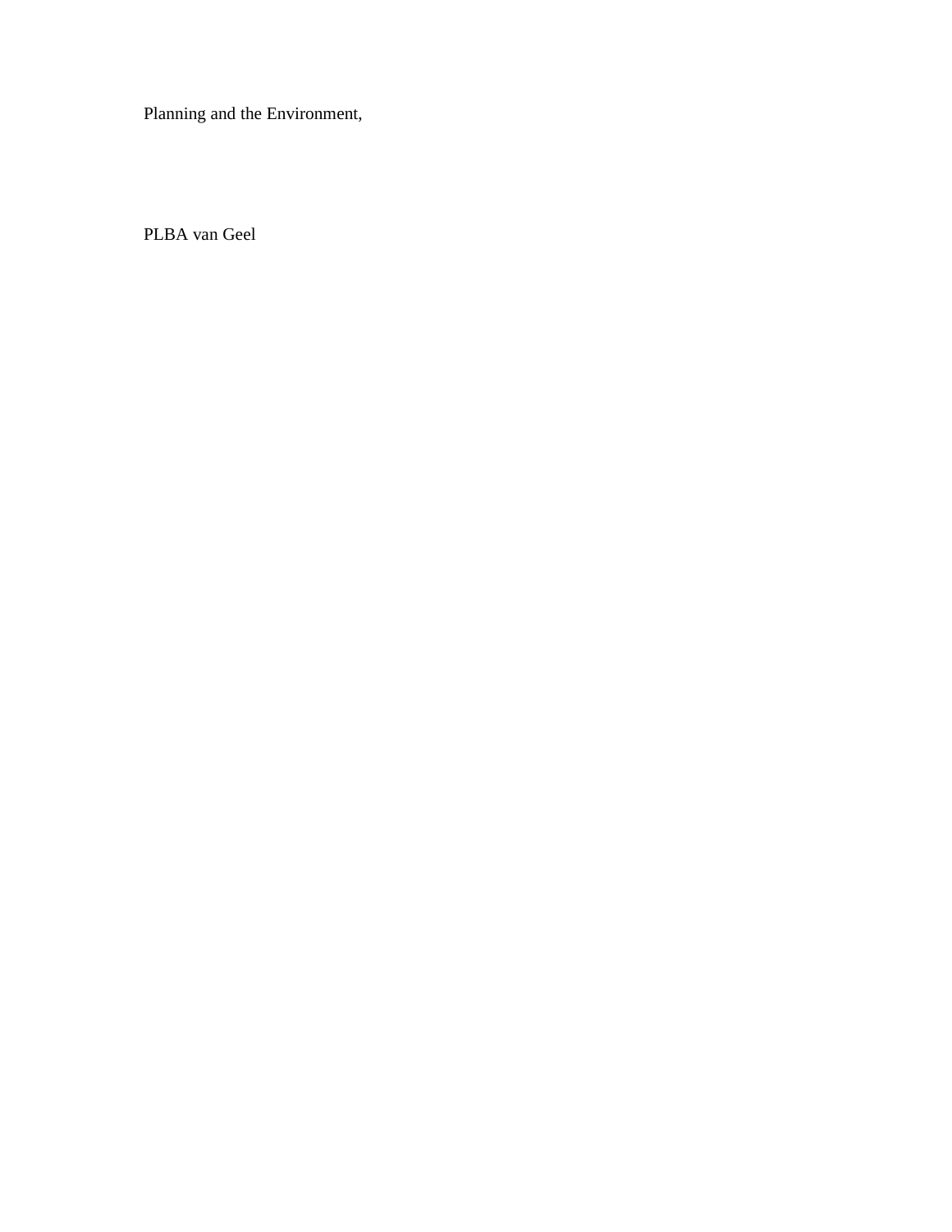Planning and the Environment,

PLBA van Geel